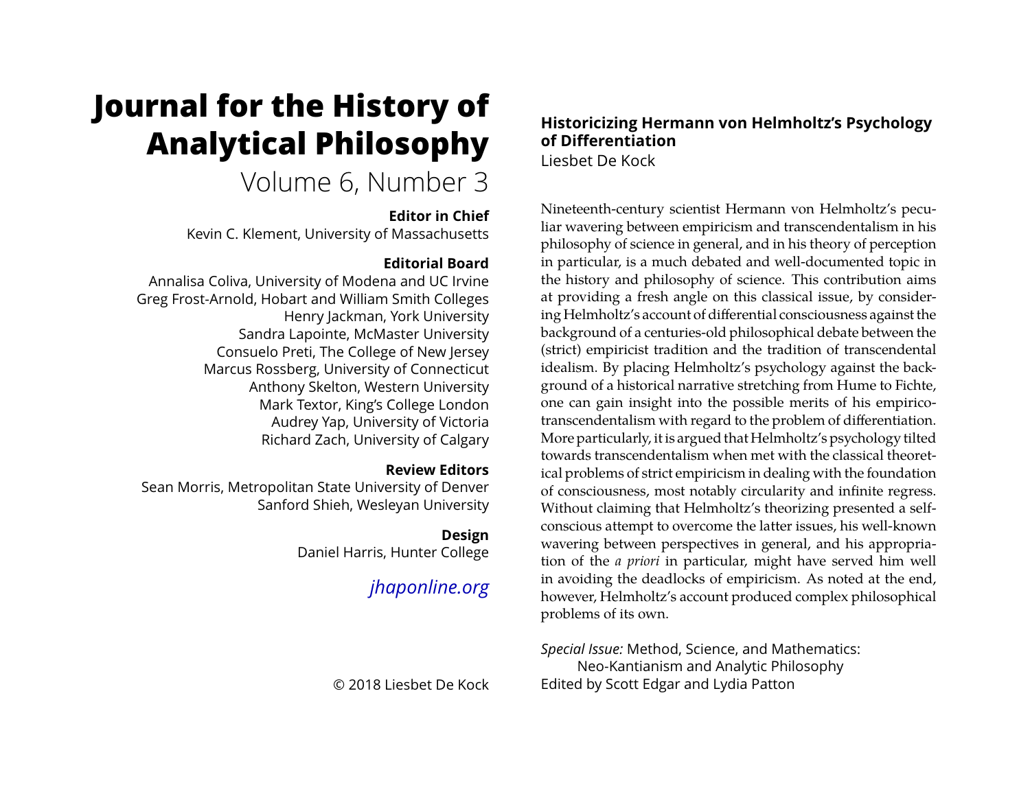# Journal for the History of Analytical Philosophy

Volume 6, Number 3

**Editor in Chief**

Kevin C. Klement, University of Massachusetts

**Editorial Board**

Annalisa Coliva, University of Modena and UC Irvine
Greg Frost-Arnold, Hobart and William Smith Colleges
Henry Jackman, York University
Sandra Lapointe, McMaster University
Consuelo Preti, The College of New Jersey
Marcus Rossberg, University of Connecticut
Anthony Skelton, Western University
Mark Textor, King's College London
Audrey Yap, University of Victoria
Richard Zach, University of Calgary

**Review Editors**

Sean Morris, Metropolitan State University of Denver
Sanford Shieh, Wesleyan University

**Design**

Daniel Harris, Hunter College

*jhaponline.org*

© 2018 Liesbet De Kock

## Historicizing Hermann von Helmholtz's Psychology of Differentiation

Liesbet De Kock

Nineteenth-century scientist Hermann von Helmholtz's peculiar wavering between empiricism and transcendentalism in his philosophy of science in general, and in his theory of perception in particular, is a much debated and well-documented topic in the history and philosophy of science. This contribution aims at providing a fresh angle on this classical issue, by considering Helmholtz's account of differential consciousness against the background of a centuries-old philosophical debate between the (strict) empiricist tradition and the tradition of transcendental idealism. By placing Helmholtz's psychology against the background of a historical narrative stretching from Hume to Fichte, one can gain insight into the possible merits of his empirico-transcendentalism with regard to the problem of differentiation. More particularly, it is argued that Helmholtz's psychology tilted towards transcendentalism when met with the classical theoretical problems of strict empiricism in dealing with the foundation of consciousness, most notably circularity and infinite regress. Without claiming that Helmholtz's theorizing presented a self-conscious attempt to overcome the latter issues, his well-known wavering between perspectives in general, and his appropriation of the *a priori* in particular, might have served him well in avoiding the deadlocks of empiricism. As noted at the end, however, Helmholtz's account produced complex philosophical problems of its own.

*Special Issue:* Method, Science, and Mathematics: Neo-Kantianism and Analytic Philosophy
Edited by Scott Edgar and Lydia Patton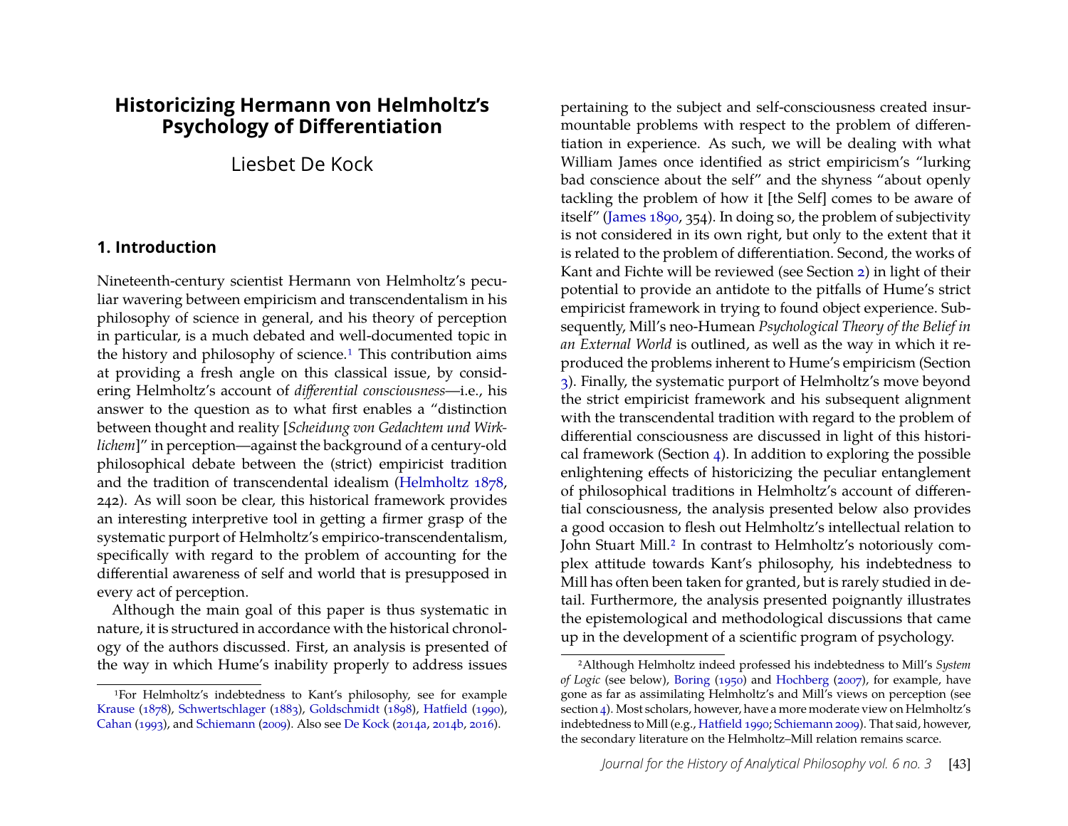# Historicizing Hermann von Helmholtz's Psychology of Differentiation

Liesbet De Kock

## 1. Introduction

Nineteenth-century scientist Hermann von Helmholtz's peculiar wavering between empiricism and transcendentalism in his philosophy of science in general, and his theory of perception in particular, is a much debated and well-documented topic in the history and philosophy of science.[1] This contribution aims at providing a fresh angle on this classical issue, by considering Helmholtz's account of *differential consciousness*—i.e., his answer to the question as to what first enables a "distinction between thought and reality [*Scheidung von Gedachtem und Wirklichem*]" in perception—against the background of a century-old philosophical debate between the (strict) empiricist tradition and the tradition of transcendental idealism (Helmholtz 1878, 242). As will soon be clear, this historical framework provides an interesting interpretive tool in getting a firmer grasp of the systematic purport of Helmholtz's empirico-transcendentalism, specifically with regard to the problem of accounting for the differential awareness of self and world that is presupposed in every act of perception.

Although the main goal of this paper is thus systematic in nature, it is structured in accordance with the historical chronology of the authors discussed. First, an analysis is presented of the way in which Hume's inability properly to address issues pertaining to the subject and self-consciousness created insurmountable problems with respect to the problem of differentiation in experience. As such, we will be dealing with what William James once identified as strict empiricism's "lurking bad conscience about the self" and the shyness "about openly tackling the problem of how it [the Self] comes to be aware of itself" (James 1890, 354). In doing so, the problem of subjectivity is not considered in its own right, but only to the extent that it is related to the problem of differentiation. Second, the works of Kant and Fichte will be reviewed (see Section 2) in light of their potential to provide an antidote to the pitfalls of Hume's strict empiricist framework in trying to found object experience. Subsequently, Mill's neo-Humean *Psychological Theory of the Belief in an External World* is outlined, as well as the way in which it reproduced the problems inherent to Hume's empiricism (Section 3). Finally, the systematic purport of Helmholtz's move beyond the strict empiricist framework and his subsequent alignment with the transcendental tradition with regard to the problem of differential consciousness are discussed in light of this historical framework (Section 4). In addition to exploring the possible enlightening effects of historicizing the peculiar entanglement of philosophical traditions in Helmholtz's account of differential consciousness, the analysis presented below also provides a good occasion to flesh out Helmholtz's intellectual relation to John Stuart Mill.[2] In contrast to Helmholtz's notoriously complex attitude towards Kant's philosophy, his indebtedness to Mill has often been taken for granted, but is rarely studied in detail. Furthermore, the analysis presented poignantly illustrates the epistemological and methodological discussions that came up in the development of a scientific program of psychology.

[1] For Helmholtz's indebtedness to Kant's philosophy, see for example Krause (1878), Schwertschlager (1883), Goldschmidt (1898), Hatfield (1990), Cahan (1993), and Schiemann (2009). Also see De Kock (2014a, 2014b, 2016).

[2] Although Helmholtz indeed professed his indebtedness to Mill's *System of Logic* (see below), Boring (1950) and Hochberg (2007), for example, have gone as far as assimilating Helmholtz's and Mill's views on perception (see section 4). Most scholars, however, have a more moderate view on Helmholtz's indebtedness to Mill (e.g., Hatfield 1990; Schiemann 2009). That said, however, the secondary literature on the Helmholtz–Mill relation remains scarce.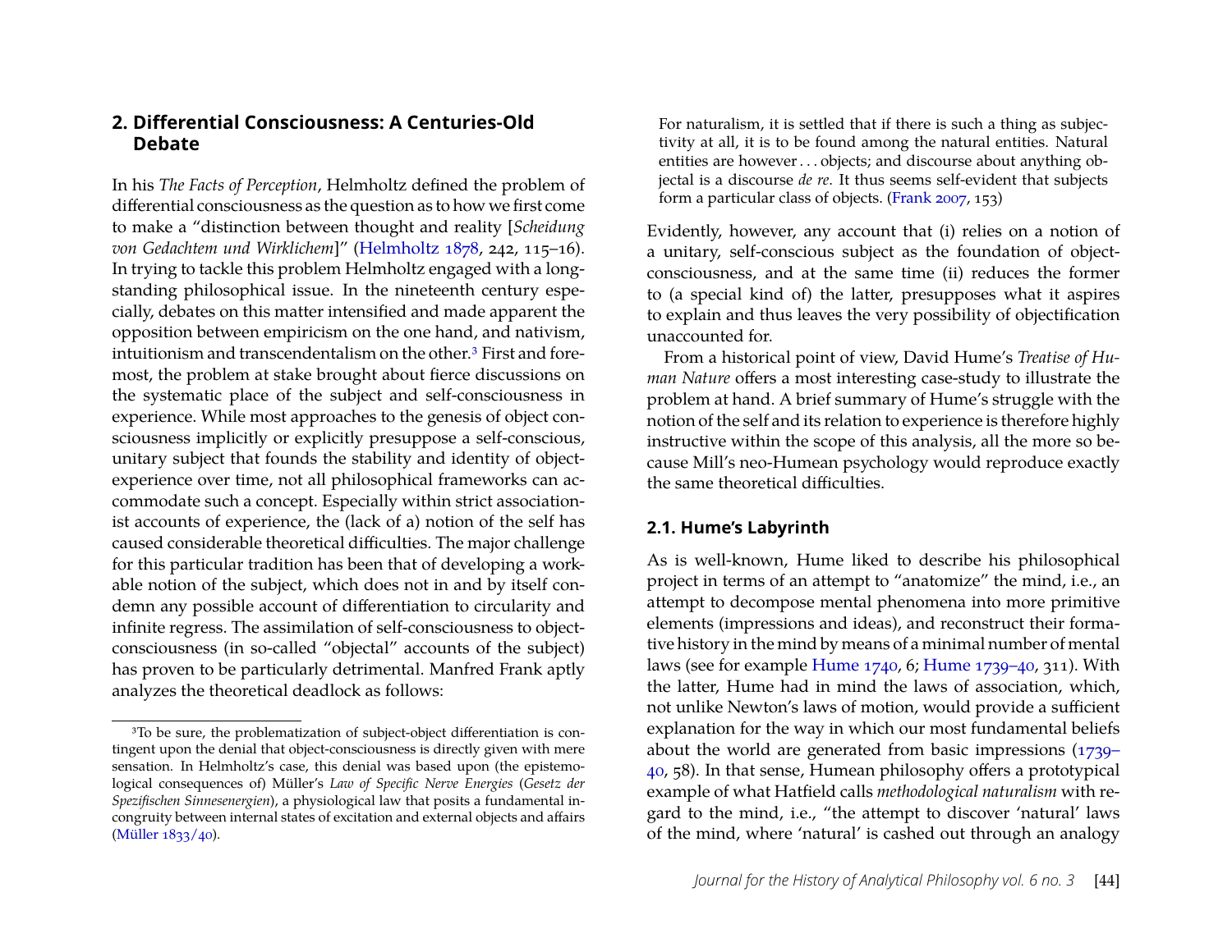## 2. Differential Consciousness: A Centuries-Old Debate

In his *The Facts of Perception*, Helmholtz defined the problem of differential consciousness as the question as to how we first come to make a "distinction between thought and reality [*Scheidung von Gedachtem und Wirklichem*]" (Helmholtz 1878, 242, 115–16). In trying to tackle this problem Helmholtz engaged with a longstanding philosophical issue. In the nineteenth century especially, debates on this matter intensified and made apparent the opposition between empiricism on the one hand, and nativism, intuitionism and transcendentalism on the other.[3] First and foremost, the problem at stake brought about fierce discussions on the systematic place of the subject and self-consciousness in experience. While most approaches to the genesis of object consciousness implicitly or explicitly presuppose a self-conscious, unitary subject that founds the stability and identity of object-experience over time, not all philosophical frameworks can accommodate such a concept. Especially within strict associationist accounts of experience, the (lack of a) notion of the self has caused considerable theoretical difficulties. The major challenge for this particular tradition has been that of developing a workable notion of the subject, which does not in and by itself condemn any possible account of differentiation to circularity and infinite regress. The assimilation of self-consciousness to object-consciousness (in so-called "objectal" accounts of the subject) has proven to be particularly detrimental. Manfred Frank aptly analyzes the theoretical deadlock as follows:

> For naturalism, it is settled that if there is such a thing as subjectivity at all, it is to be found among the natural entities. Natural entities are however . . . objects; and discourse about anything objectal is a discourse *de re*. It thus seems self-evident that subjects form a particular class of objects. (Frank 2007, 153)

Evidently, however, any account that (i) relies on a notion of a unitary, self-conscious subject as the foundation of object-consciousness, and at the same time (ii) reduces the former to (a special kind of) the latter, presupposes what it aspires to explain and thus leaves the very possibility of objectification unaccounted for.

From a historical point of view, David Hume's *Treatise of Human Nature* offers a most interesting case-study to illustrate the problem at hand. A brief summary of Hume's struggle with the notion of the self and its relation to experience is therefore highly instructive within the scope of this analysis, all the more so because Mill's neo-Humean psychology would reproduce exactly the same theoretical difficulties.

### 2.1. Hume's Labyrinth

As is well-known, Hume liked to describe his philosophical project in terms of an attempt to "anatomize" the mind, i.e., an attempt to decompose mental phenomena into more primitive elements (impressions and ideas), and reconstruct their formative history in the mind by means of a minimal number of mental laws (see for example Hume 1740, 6; Hume 1739–40, 311). With the latter, Hume had in mind the laws of association, which, not unlike Newton's laws of motion, would provide a sufficient explanation for the way in which our most fundamental beliefs about the world are generated from basic impressions (1739–40, 58). In that sense, Humean philosophy offers a prototypical example of what Hatfield calls *methodological naturalism* with regard to the mind, i.e., "the attempt to discover 'natural' laws of the mind, where 'natural' is cashed out through an analogy

---

[3] To be sure, the problematization of subject-object differentiation is contingent upon the denial that object-consciousness is directly given with mere sensation. In Helmholtz's case, this denial was based upon (the epistemological consequences of) Müller's *Law of Specific Nerve Energies* (*Gesetz der Spezifischen Sinnesenergien*), a physiological law that posits a fundamental incongruity between internal states of excitation and external objects and affairs (Müller 1833/40).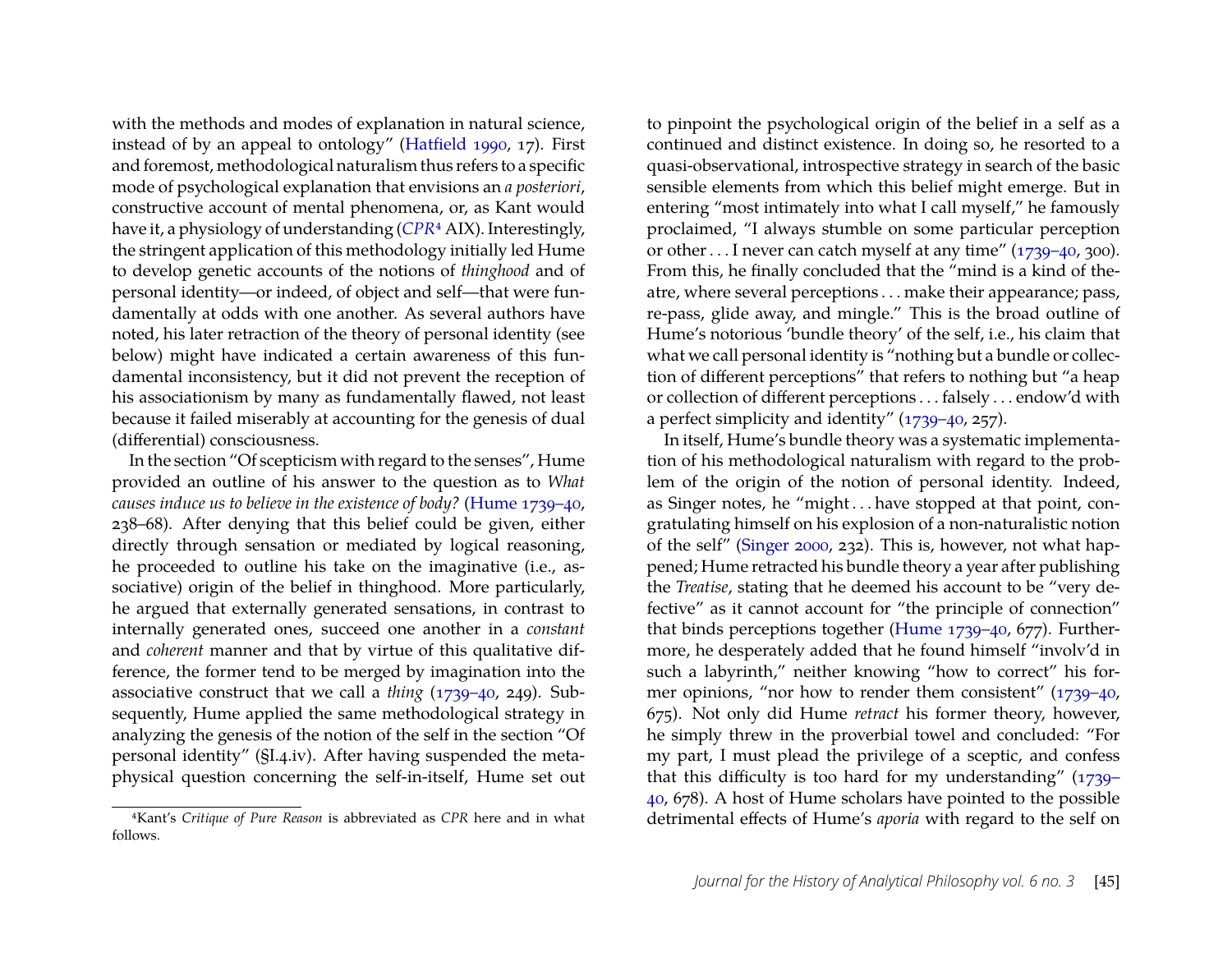with the methods and modes of explanation in natural science, instead of by an appeal to ontology" (Hatfield 1990, 17). First and foremost, methodological naturalism thus refers to a specific mode of psychological explanation that envisions an *a posteriori*, constructive account of mental phenomena, or, as Kant would have it, a physiology of understanding (*CPR*[4] AIX). Interestingly, the stringent application of this methodology initially led Hume to develop genetic accounts of the notions of *thinghood* and of personal identity—or indeed, of object and self—that were fundamentally at odds with one another. As several authors have noted, his later retraction of the theory of personal identity (see below) might have indicated a certain awareness of this fundamental inconsistency, but it did not prevent the reception of his associationism by many as fundamentally flawed, not least because it failed miserably at accounting for the genesis of dual (differential) consciousness.

In the section "Of scepticism with regard to the senses", Hume provided an outline of his answer to the question as to *What causes induce us to believe in the existence of body?* (Hume 1739–40, 238–68). After denying that this belief could be given, either directly through sensation or mediated by logical reasoning, he proceeded to outline his take on the imaginative (i.e., associative) origin of the belief in thinghood. More particularly, he argued that externally generated sensations, in contrast to internally generated ones, succeed one another in a *constant* and *coherent* manner and that by virtue of this qualitative difference, the former tend to be merged by imagination into the associative construct that we call a *thing* (1739–40, 249). Subsequently, Hume applied the same methodological strategy in analyzing the genesis of the notion of the self in the section "Of personal identity" (§I.4.iv). After having suspended the metaphysical question concerning the self-in-itself, Hume set out to pinpoint the psychological origin of the belief in a self as a continued and distinct existence. In doing so, he resorted to a quasi-observational, introspective strategy in search of the basic sensible elements from which this belief might emerge. But in entering "most intimately into what I call myself," he famously proclaimed, "I always stumble on some particular perception or other . . . I never can catch myself at any time" (1739–40, 300). From this, he finally concluded that the "mind is a kind of theatre, where several perceptions . . . make their appearance; pass, re-pass, glide away, and mingle." This is the broad outline of Hume's notorious 'bundle theory' of the self, i.e., his claim that what we call personal identity is "nothing but a bundle or collection of different perceptions" that refers to nothing but "a heap or collection of different perceptions . . . falsely . . . endow'd with a perfect simplicity and identity" (1739–40, 257).

In itself, Hume's bundle theory was a systematic implementation of his methodological naturalism with regard to the problem of the origin of the notion of personal identity. Indeed, as Singer notes, he "might . . . have stopped at that point, congratulating himself on his explosion of a non-naturalistic notion of the self" (Singer 2000, 232). This is, however, not what happened; Hume retracted his bundle theory a year after publishing the *Treatise*, stating that he deemed his account to be "very defective" as it cannot account for "the principle of connection" that binds perceptions together (Hume 1739–40, 677). Furthermore, he desperately added that he found himself "involv'd in such a labyrinth," neither knowing "how to correct" his former opinions, "nor how to render them consistent" (1739–40, 675). Not only did Hume *retract* his former theory, however, he simply threw in the proverbial towel and concluded: "For my part, I must plead the privilege of a sceptic, and confess that this difficulty is too hard for my understanding" (1739–40, 678). A host of Hume scholars have pointed to the possible detrimental effects of Hume's *aporia* with regard to the self on

[4] Kant's *Critique of Pure Reason* is abbreviated as *CPR* here and in what follows.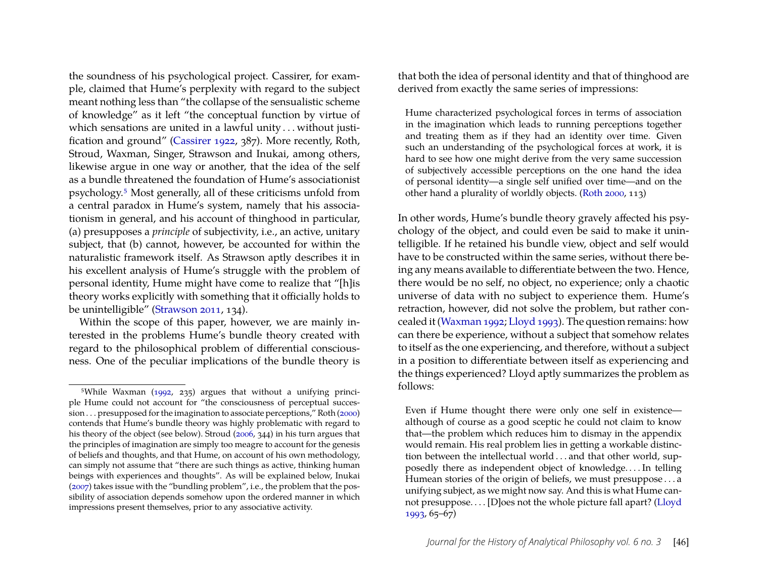the soundness of his psychological project. Cassirer, for example, claimed that Hume's perplexity with regard to the subject meant nothing less than "the collapse of the sensualistic scheme of knowledge" as it left "the conceptual function by virtue of which sensations are united in a lawful unity . . . without justification and ground" (Cassirer 1922, 387). More recently, Roth, Stroud, Waxman, Singer, Strawson and Inukai, among others, likewise argue in one way or another, that the idea of the self as a bundle threatened the foundation of Hume's associationist psychology.[5] Most generally, all of these criticisms unfold from a central paradox in Hume's system, namely that his associationism in general, and his account of thinghood in particular, (a) presupposes a *principle* of subjectivity, i.e., an active, unitary subject, that (b) cannot, however, be accounted for within the naturalistic framework itself. As Strawson aptly describes it in his excellent analysis of Hume's struggle with the problem of personal identity, Hume might have come to realize that "[h]is theory works explicitly with something that it officially holds to be unintelligible" (Strawson 2011, 134).

Within the scope of this paper, however, we are mainly interested in the problems Hume's bundle theory created with regard to the philosophical problem of differential consciousness. One of the peculiar implications of the bundle theory is that both the idea of personal identity and that of thinghood are derived from exactly the same series of impressions:

> Hume characterized psychological forces in terms of association in the imagination which leads to running perceptions together and treating them as if they had an identity over time. Given such an understanding of the psychological forces at work, it is hard to see how one might derive from the very same succession of subjectively accessible perceptions on the one hand the idea of personal identity—a single self unified over time—and on the other hand a plurality of worldly objects. (Roth 2000, 113)

In other words, Hume's bundle theory gravely affected his psychology of the object, and could even be said to make it unintelligible. If he retained his bundle view, object and self would have to be constructed within the same series, without there being any means available to differentiate between the two. Hence, there would be no self, no object, no experience; only a chaotic universe of data with no subject to experience them. Hume's retraction, however, did not solve the problem, but rather concealed it (Waxman 1992; Lloyd 1993). The question remains: how can there be experience, without a subject that somehow relates to itself as the one experiencing, and therefore, without a subject in a position to differentiate between itself as experiencing and the things experienced? Lloyd aptly summarizes the problem as follows:

> Even if Hume thought there were only one self in existence—although of course as a good sceptic he could not claim to know that—the problem which reduces him to dismay in the appendix would remain. His real problem lies in getting a workable distinction between the intellectual world . . . and that other world, supposedly there as independent object of knowledge. . . . In telling Humean stories of the origin of beliefs, we must presuppose . . . a unifying subject, as we might now say. And this is what Hume cannot presuppose. . . . [D]oes not the whole picture fall apart? (Lloyd 1993, 65–67)

---

[5] While Waxman (1992, 235) argues that without a unifying principle Hume could not account for "the consciousness of perceptual succession . . . presupposed for the imagination to associate perceptions," Roth (2000) contends that Hume's bundle theory was highly problematic with regard to his theory of the object (see below). Stroud (2006, 344) in his turn argues that the principles of imagination are simply too meagre to account for the genesis of beliefs and thoughts, and that Hume, on account of his own methodology, can simply not assume that "there are such things as active, thinking human beings with experiences and thoughts". As will be explained below, Inukai (2007) takes issue with the "bundling problem", i.e., the problem that the possibility of association depends somehow upon the ordered manner in which impressions present themselves, prior to any associative activity.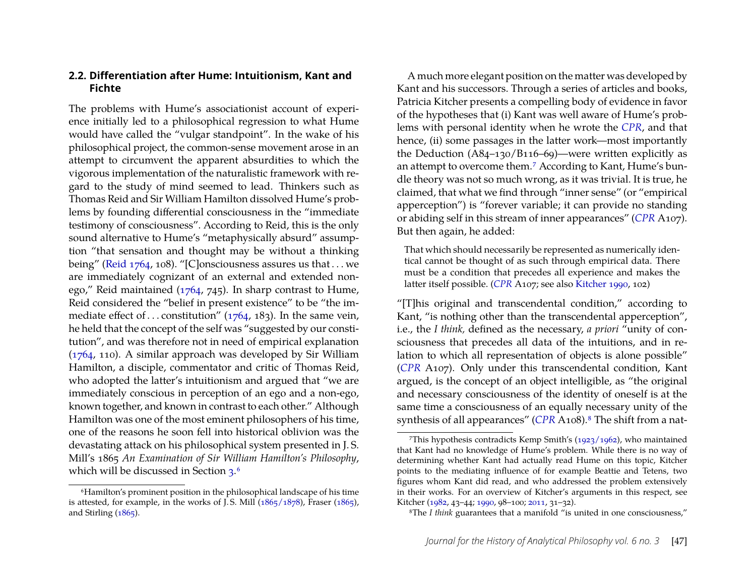### 2.2. Differentiation after Hume: Intuitionism, Kant and Fichte

The problems with Hume's associationist account of experience initially led to a philosophical regression to what Hume would have called the "vulgar standpoint". In the wake of his philosophical project, the common-sense movement arose in an attempt to circumvent the apparent absurdities to which the vigorous implementation of the naturalistic framework with regard to the study of mind seemed to lead. Thinkers such as Thomas Reid and Sir William Hamilton dissolved Hume's problems by founding differential consciousness in the "immediate testimony of consciousness". According to Reid, this is the only sound alternative to Hume's "metaphysically absurd" assumption "that sensation and thought may be without a thinking being" (Reid 1764, 108). "[C]onsciousness assures us that . . . we are immediately cognizant of an external and extended non-ego," Reid maintained (1764, 745). In sharp contrast to Hume, Reid considered the "belief in present existence" to be "the immediate effect of . . . constitution" (1764, 183). In the same vein, he held that the concept of the self was "suggested by our constitution", and was therefore not in need of empirical explanation (1764, 110). A similar approach was developed by Sir William Hamilton, a disciple, commentator and critic of Thomas Reid, who adopted the latter's intuitionism and argued that "we are immediately conscious in perception of an ego and a non-ego, known together, and known in contrast to each other." Although Hamilton was one of the most eminent philosophers of his time, one of the reasons he soon fell into historical oblivion was the devastating attack on his philosophical system presented in J. S. Mill's 1865 *An Examination of Sir William Hamilton's Philosophy*, which will be discussed in Section 3.[6]

A much more elegant position on the matter was developed by Kant and his successors. Through a series of articles and books, Patricia Kitcher presents a compelling body of evidence in favor of the hypotheses that (i) Kant was well aware of Hume's problems with personal identity when he wrote the *CPR*, and that hence, (ii) some passages in the latter work—most importantly the Deduction (A84–130/B116–69)—were written explicitly as an attempt to overcome them.[7] According to Kant, Hume's bundle theory was not so much wrong, as it was trivial. It is true, he claimed, that what we find through "inner sense" (or "empirical apperception") is "forever variable; it can provide no standing or abiding self in this stream of inner appearances" (*CPR* A107). But then again, he added:

> That which should necessarily be represented as numerically identical cannot be thought of as such through empirical data. There must be a condition that precedes all experience and makes the latter itself possible. (*CPR* A107; see also Kitcher 1990, 102)

"[T]his original and transcendental condition," according to Kant, "is nothing other than the transcendental apperception", i.e., the *I think,* defined as the necessary, *a priori* "unity of consciousness that precedes all data of the intuitions, and in relation to which all representation of objects is alone possible" (*CPR* A107). Only under this transcendental condition, Kant argued, is the concept of an object intelligible, as "the original and necessary consciousness of the identity of oneself is at the same time a consciousness of an equally necessary unity of the synthesis of all appearances" (*CPR* A108).[8] The shift from a nat-

---

[6] Hamilton's prominent position in the philosophical landscape of his time is attested, for example, in the works of J. S. Mill (1865/1878), Fraser (1865), and Stirling (1865).

[7] This hypothesis contradicts Kemp Smith's (1923/1962), who maintained that Kant had no knowledge of Hume's problem. While there is no way of determining whether Kant had actually read Hume on this topic, Kitcher points to the mediating influence of for example Beattie and Tetens, two figures whom Kant did read, and who addressed the problem extensively in their works. For an overview of Kitcher's arguments in this respect, see Kitcher (1982, 43–44; 1990, 98–100; 2011, 31–32).

[8] The *I think* guarantees that a manifold "is united in one consciousness,"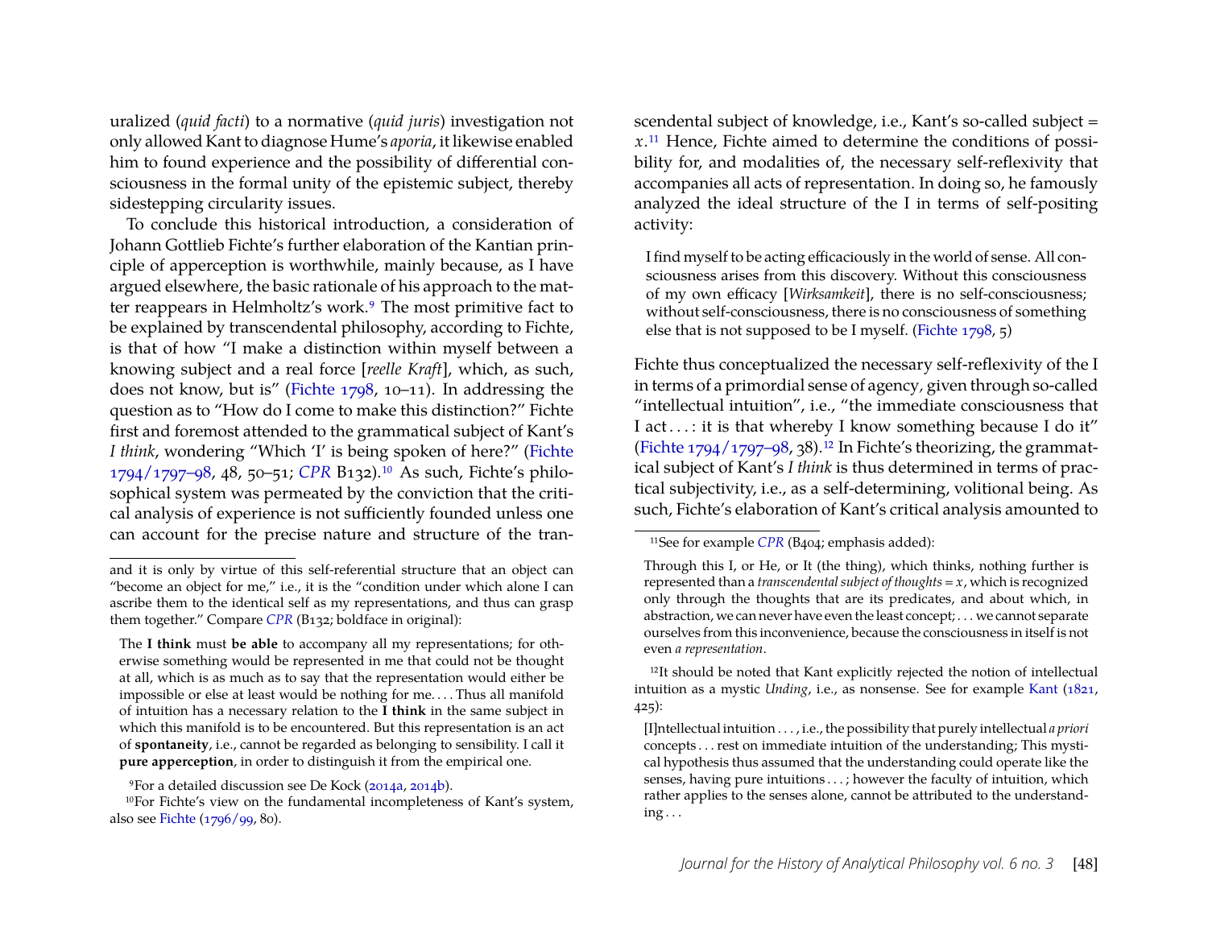uralized (*quid facti*) to a normative (*quid juris*) investigation not only allowed Kant to diagnose Hume's *aporia*, it likewise enabled him to found experience and the possibility of differential consciousness in the formal unity of the epistemic subject, thereby sidestepping circularity issues.

To conclude this historical introduction, a consideration of Johann Gottlieb Fichte's further elaboration of the Kantian principle of apperception is worthwhile, mainly because, as I have argued elsewhere, the basic rationale of his approach to the matter reappears in Helmholtz's work.[9] The most primitive fact to be explained by transcendental philosophy, according to Fichte, is that of how "I make a distinction within myself between a knowing subject and a real force [*reelle Kraft*], which, as such, does not know, but is" (Fichte 1798, 10–11). In addressing the question as to "How do I come to make this distinction?" Fichte first and foremost attended to the grammatical subject of Kant's *I think*, wondering "Which 'I' is being spoken of here?" (Fichte 1794/1797–98, 48, 50–51; *CPR* B132).[10] As such, Fichte's philosophical system was permeated by the conviction that the critical analysis of experience is not sufficiently founded unless one can account for the precise nature and structure of the transcendental subject of knowledge, i.e., Kant's so-called subject = $x$.[11] Hence, Fichte aimed to determine the conditions of possibility for, and modalities of, the necessary self-reflexivity that accompanies all acts of representation. In doing so, he famously analyzed the ideal structure of the I in terms of self-positing activity:

> I find myself to be acting efficaciously in the world of sense. All consciousness arises from this discovery. Without this consciousness of my own efficacy [*Wirksamkeit*], there is no self-consciousness; without self-consciousness, there is no consciousness of something else that is not supposed to be I myself. (Fichte 1798, 5)

Fichte thus conceptualized the necessary self-reflexivity of the I in terms of a primordial sense of agency, given through so-called "intellectual intuition", i.e., "the immediate consciousness that I act . . . : it is that whereby I know something because I do it" (Fichte 1794/1797–98, 38).[12] In Fichte's theorizing, the grammatical subject of Kant's *I think* is thus determined in terms of practical subjectivity, i.e., as a self-determining, volitional being. As such, Fichte's elaboration of Kant's critical analysis amounted to

---

and it is only by virtue of this self-referential structure that an object can "become an object for me," i.e., it is the "condition under which alone I can ascribe them to the identical self as my representations, and thus can grasp them together." Compare *CPR* (B132; boldface in original):

> The **I think** must **be able** to accompany all my representations; for otherwise something would be represented in me that could not be thought at all, which is as much as to say that the representation would either be impossible or else at least would be nothing for me. . . . Thus all manifold of intuition has a necessary relation to the **I think** in the same subject in which this manifold is to be encountered. But this representation is an act of **spontaneity**, i.e., cannot be regarded as belonging to sensibility. I call it **pure apperception**, in order to distinguish it from the empirical one.

[9] For a detailed discussion see De Kock (2014a, 2014b).

[10] For Fichte's view on the fundamental incompleteness of Kant's system, also see Fichte (1796/99, 80).

[11] See for example *CPR* (B404; emphasis added):

> Through this I, or He, or It (the thing), which thinks, nothing further is represented than a *transcendental subject of thoughts = x*, which is recognized only through the thoughts that are its predicates, and about which, in abstraction, we can never have even the least concept; . . . we cannot separate ourselves from this inconvenience, because the consciousness in itself is not even *a representation*.

[12] It should be noted that Kant explicitly rejected the notion of intellectual intuition as a mystic *Unding*, i.e., as nonsense. See for example Kant (1821, 425):

> [I]ntellectual intuition . . . , i.e., the possibility that purely intellectual *a priori* concepts . . . rest on immediate intuition of the understanding; This mystical hypothesis thus assumed that the understanding could operate like the senses, having pure intuitions . . . ; however the faculty of intuition, which rather applies to the senses alone, cannot be attributed to the understanding . . .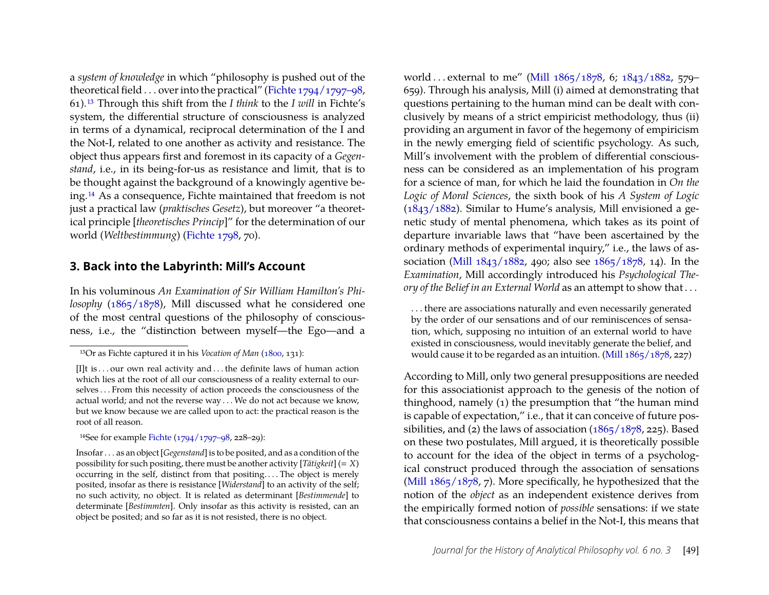a *system of knowledge* in which "philosophy is pushed out of the theoretical field . . . over into the practical" (Fichte 1794/1797–98, 61).[13] Through this shift from the *I think* to the *I will* in Fichte's system, the differential structure of consciousness is analyzed in terms of a dynamical, reciprocal determination of the I and the Not-I, related to one another as activity and resistance. The object thus appears first and foremost in its capacity of a *Gegenstand*, i.e., in its being-for-us as resistance and limit, that is to be thought against the background of a knowingly agentive being.[14] As a consequence, Fichte maintained that freedom is not just a practical law (*praktisches Gesetz*), but moreover "a theoretical principle [*theoretisches Princip*]" for the determination of our world (*Weltbestimmung*) (Fichte 1798, 70).

## 3. Back into the Labyrinth: Mill's Account

In his voluminous *An Examination of Sir William Hamilton's Philosophy* (1865/1878), Mill discussed what he considered one of the most central questions of the philosophy of consciousness, i.e., the "distinction between myself—the Ego—and a world . . . external to me" (Mill 1865/1878, 6; 1843/1882, 579–659). Through his analysis, Mill (i) aimed at demonstrating that questions pertaining to the human mind can be dealt with conclusively by means of a strict empiricist methodology, thus (ii) providing an argument in favor of the hegemony of empiricism in the newly emerging field of scientific psychology. As such, Mill's involvement with the problem of differential consciousness can be considered as an implementation of his program for a science of man, for which he laid the foundation in *On the Logic of Moral Sciences*, the sixth book of his *A System of Logic* (1843/1882). Similar to Hume's analysis, Mill envisioned a genetic study of mental phenomena, which takes as its point of departure invariable laws that "have been ascertained by the ordinary methods of experimental inquiry," i.e., the laws of association (Mill 1843/1882, 490; also see 1865/1878, 14). In the *Examination*, Mill accordingly introduced his *Psychological Theory of the Belief in an External World* as an attempt to show that . . .

> . . . there are associations naturally and even necessarily generated by the order of our sensations and of our reminiscences of sensation, which, supposing no intuition of an external world to have existed in consciousness, would inevitably generate the belief, and would cause it to be regarded as an intuition. (Mill 1865/1878, 227)

According to Mill, only two general presuppositions are needed for this associationist approach to the genesis of the notion of thinghood, namely (1) the presumption that "the human mind is capable of expectation," i.e., that it can conceive of future possibilities, and (2) the laws of association (1865/1878, 225). Based on these two postulates, Mill argued, it is theoretically possible to account for the idea of the object in terms of a psychological construct produced through the association of sensations (Mill 1865/1878, 7). More specifically, he hypothesized that the notion of the *object* as an independent existence derives from the empirically formed notion of *possible* sensations: if we state that consciousness contains a belief in the Not-I, this means that

---

[13] Or as Fichte captured it in his *Vocation of Man* (1800, 131):

> [I]t is . . . our own real activity and . . . the definite laws of human action which lies at the root of all our consciousness of a reality external to ourselves . . . From this necessity of action proceeds the consciousness of the actual world; and not the reverse way . . . We do not act because we know, but we know because we are called upon to act: the practical reason is the root of all reason.

[14] See for example Fichte (1794/1797–98, 228–29):

> Insofar . . . as an object [*Gegenstand*] is to be posited, and as a condition of the possibility for such positing, there must be another activity [*Tätigkeit*] (= *X*) occurring in the self, distinct from that positing. . . . The object is merely posited, insofar as there is resistance [*Widerstand*] to an activity of the self; no such activity, no object. It is related as determinant [*Bestimmende*] to determinate [*Bestimmten*]. Only insofar as this activity is resisted, can an object be posited; and so far as it is not resisted, there is no object.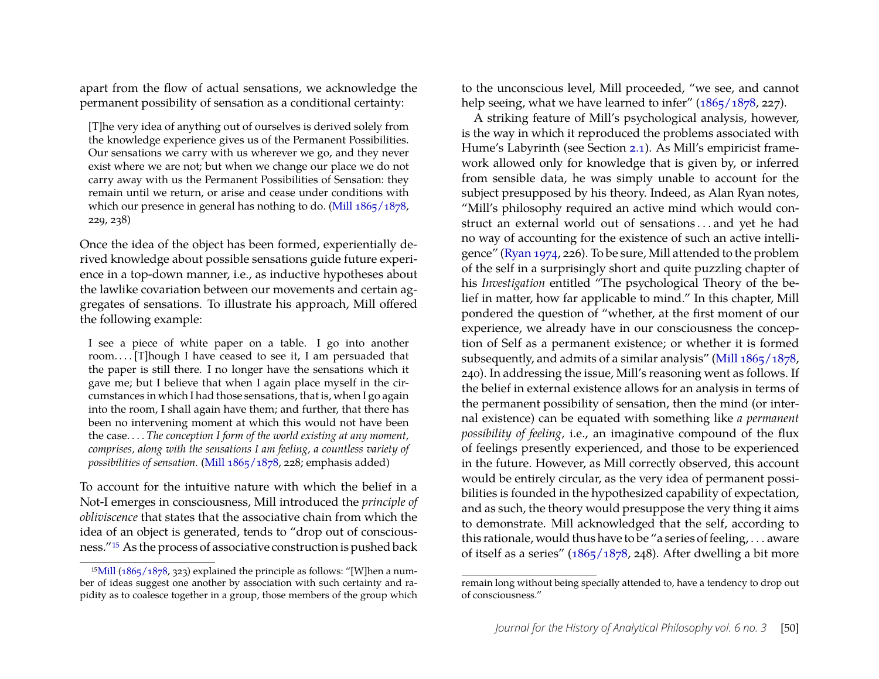apart from the flow of actual sensations, we acknowledge the permanent possibility of sensation as a conditional certainty:

> [T]he very idea of anything out of ourselves is derived solely from the knowledge experience gives us of the Permanent Possibilities. Our sensations we carry with us wherever we go, and they never exist where we are not; but when we change our place we do not carry away with us the Permanent Possibilities of Sensation: they remain until we return, or arise and cease under conditions with which our presence in general has nothing to do. (Mill 1865/1878, 229, 238)

Once the idea of the object has been formed, experientially derived knowledge about possible sensations guide future experience in a top-down manner, i.e., as inductive hypotheses about the lawlike covariation between our movements and certain aggregates of sensations. To illustrate his approach, Mill offered the following example:

> I see a piece of white paper on a table. I go into another room. . . . [T]hough I have ceased to see it, I am persuaded that the paper is still there. I no longer have the sensations which it gave me; but I believe that when I again place myself in the circumstances in which I had those sensations, that is, when I go again into the room, I shall again have them; and further, that there has been no intervening moment at which this would not have been the case. . . . *The conception I form of the world existing at any moment, comprises, along with the sensations I am feeling, a countless variety of possibilities of sensation.* (Mill 1865/1878, 228; emphasis added)

To account for the intuitive nature with which the belief in a Not-I emerges in consciousness, Mill introduced the *principle of obliviscence* that states that the associative chain from which the idea of an object is generated, tends to "drop out of consciousness."[15] As the process of associative construction is pushed back to the unconscious level, Mill proceeded, "we see, and cannot help seeing, what we have learned to infer" (1865/1878, 227).

A striking feature of Mill's psychological analysis, however, is the way in which it reproduced the problems associated with Hume's Labyrinth (see Section 2.1). As Mill's empiricist framework allowed only for knowledge that is given by, or inferred from sensible data, he was simply unable to account for the subject presupposed by his theory. Indeed, as Alan Ryan notes, "Mill's philosophy required an active mind which would construct an external world out of sensations . . . and yet he had no way of accounting for the existence of such an active intelligence" (Ryan 1974, 226). To be sure, Mill attended to the problem of the self in a surprisingly short and quite puzzling chapter of his *Investigation* entitled "The psychological Theory of the belief in matter, how far applicable to mind." In this chapter, Mill pondered the question of "whether, at the first moment of our experience, we already have in our consciousness the conception of Self as a permanent existence; or whether it is formed subsequently, and admits of a similar analysis" (Mill 1865/1878, 240). In addressing the issue, Mill's reasoning went as follows. If the belief in external existence allows for an analysis in terms of the permanent possibility of sensation, then the mind (or internal existence) can be equated with something like *a permanent possibility of feeling,* i.e., an imaginative compound of the flux of feelings presently experienced, and those to be experienced in the future. However, as Mill correctly observed, this account would be entirely circular, as the very idea of permanent possibilities is founded in the hypothesized capability of expectation, and as such, the theory would presuppose the very thing it aims to demonstrate. Mill acknowledged that the self, according to this rationale, would thus have to be "a series of feeling, . . . aware of itself as a series" (1865/1878, 248). After dwelling a bit more

---

[15] Mill (1865/1878, 323) explained the principle as follows: "[W]hen a number of ideas suggest one another by association with such certainty and rapidity as to coalesce together in a group, those members of the group which remain long without being specially attended to, have a tendency to drop out of consciousness."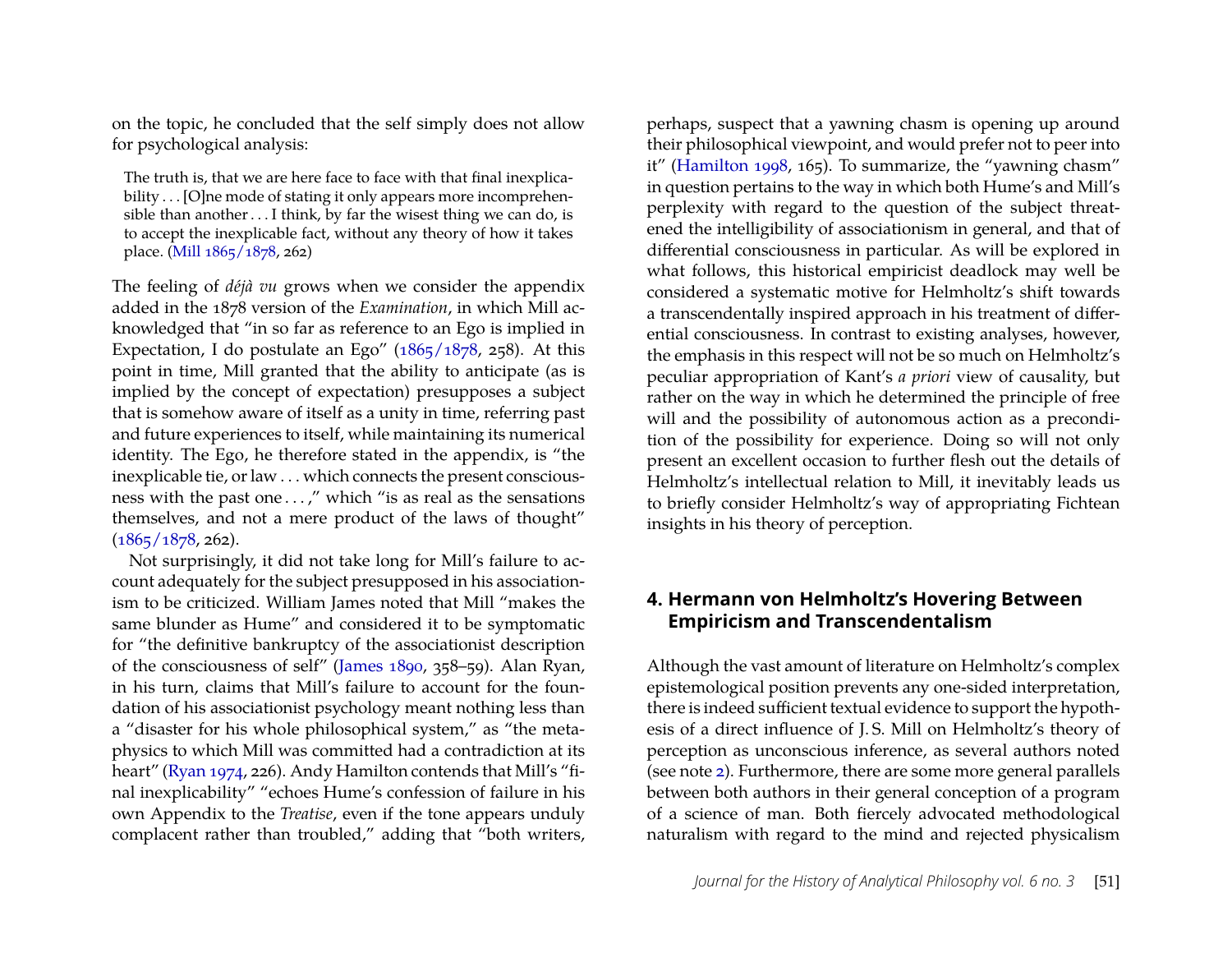on the topic, he concluded that the self simply does not allow for psychological analysis:

> The truth is, that we are here face to face with that final inexplicability . . . [O]ne mode of stating it only appears more incomprehensible than another . . . I think, by far the wisest thing we can do, is to accept the inexplicable fact, without any theory of how it takes place. (Mill 1865/1878, 262)

The feeling of *déjà vu* grows when we consider the appendix added in the 1878 version of the *Examination*, in which Mill acknowledged that "in so far as reference to an Ego is implied in Expectation, I do postulate an Ego" (1865/1878, 258). At this point in time, Mill granted that the ability to anticipate (as is implied by the concept of expectation) presupposes a subject that is somehow aware of itself as a unity in time, referring past and future experiences to itself, while maintaining its numerical identity. The Ego, he therefore stated in the appendix, is "the inexplicable tie, or law . . . which connects the present consciousness with the past one . . . ," which "is as real as the sensations themselves, and not a mere product of the laws of thought" (1865/1878, 262).

Not surprisingly, it did not take long for Mill's failure to account adequately for the subject presupposed in his associationism to be criticized. William James noted that Mill "makes the same blunder as Hume" and considered it to be symptomatic for "the definitive bankruptcy of the associationist description of the consciousness of self" (James 1890, 358–59). Alan Ryan, in his turn, claims that Mill's failure to account for the foundation of his associationist psychology meant nothing less than a "disaster for his whole philosophical system," as "the metaphysics to which Mill was committed had a contradiction at its heart" (Ryan 1974, 226). Andy Hamilton contends that Mill's "final inexplicability" "echoes Hume's confession of failure in his own Appendix to the *Treatise*, even if the tone appears unduly complacent rather than troubled," adding that "both writers, perhaps, suspect that a yawning chasm is opening up around their philosophical viewpoint, and would prefer not to peer into it" (Hamilton 1998, 165). To summarize, the "yawning chasm" in question pertains to the way in which both Hume's and Mill's perplexity with regard to the question of the subject threatened the intelligibility of associationism in general, and that of differential consciousness in particular. As will be explored in what follows, this historical empiricist deadlock may well be considered a systematic motive for Helmholtz's shift towards a transcendentally inspired approach in his treatment of differential consciousness. In contrast to existing analyses, however, the emphasis in this respect will not be so much on Helmholtz's peculiar appropriation of Kant's *a priori* view of causality, but rather on the way in which he determined the principle of free will and the possibility of autonomous action as a precondition of the possibility for experience. Doing so will not only present an excellent occasion to further flesh out the details of Helmholtz's intellectual relation to Mill, it inevitably leads us to briefly consider Helmholtz's way of appropriating Fichtean insights in his theory of perception.

## 4. Hermann von Helmholtz's Hovering Between Empiricism and Transcendentalism

Although the vast amount of literature on Helmholtz's complex epistemological position prevents any one-sided interpretation, there is indeed sufficient textual evidence to support the hypothesis of a direct influence of J. S. Mill on Helmholtz's theory of perception as unconscious inference, as several authors noted (see note 2). Furthermore, there are some more general parallels between both authors in their general conception of a program of a science of man. Both fiercely advocated methodological naturalism with regard to the mind and rejected physicalism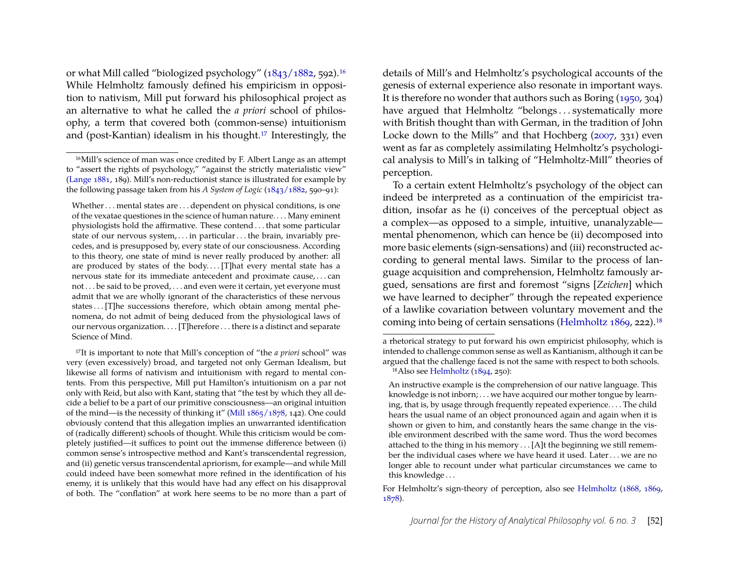or what Mill called "biologized psychology" (1843/1882, 592).[16] While Helmholtz famously defined his empiricism in opposition to nativism, Mill put forward his philosophical project as an alternative to what he called the *a priori* school of philosophy, a term that covered both (common-sense) intuitionism and (post-Kantian) idealism in his thought.[17] Interestingly, the details of Mill's and Helmholtz's psychological accounts of the genesis of external experience also resonate in important ways. It is therefore no wonder that authors such as Boring (1950, 304) have argued that Helmholtz "belongs . . . systematically more with British thought than with German, in the tradition of John Locke down to the Mills" and that Hochberg (2007, 331) even went as far as completely assimilating Helmholtz's psychological analysis to Mill's in talking of "Helmholtz-Mill" theories of perception.

To a certain extent Helmholtz's psychology of the object can indeed be interpreted as a continuation of the empiricist tradition, insofar as he (i) conceives of the perceptual object as a complex—as opposed to a simple, intuitive, unanalyzable—mental phenomenon, which can hence be (ii) decomposed into more basic elements (sign-sensations) and (iii) reconstructed according to general mental laws. Similar to the process of language acquisition and comprehension, Helmholtz famously argued, sensations are first and foremost "signs [*Zeichen*] which we have learned to decipher" through the repeated experience of a lawlike covariation between voluntary movement and the coming into being of certain sensations (Helmholtz 1869, 222).[18]

---

[16] Mill's science of man was once credited by F. Albert Lange as an attempt to "assert the rights of psychology," "against the strictly materialistic view" (Lange 1881, 189). Mill's non-reductionist stance is illustrated for example by the following passage taken from his *A System of Logic* (1843/1882, 590–91):

> Whether . . . mental states are . . . dependent on physical conditions, is one of the vexatae questiones in the science of human nature. . . . Many eminent physiologists hold the affirmative. These contend . . . that some particular state of our nervous system, . . . in particular . . . the brain, invariably precedes, and is presupposed by, every state of our consciousness. According to this theory, one state of mind is never really produced by another: all are produced by states of the body. . . . [T]hat every mental state has a nervous state for its immediate antecedent and proximate cause, . . . can not . . . be said to be proved, . . . and even were it certain, yet everyone must admit that we are wholly ignorant of the characteristics of these nervous states . . . [T]he successions therefore, which obtain among mental phenomena, do not admit of being deduced from the physiological laws of our nervous organization. . . . [T]herefore . . . there is a distinct and separate Science of Mind.

[17] It is important to note that Mill's conception of "the *a priori* school" was very (even excessively) broad, and targeted not only German Idealism, but likewise all forms of nativism and intuitionism with regard to mental contents. From this perspective, Mill put Hamilton's intuitionism on a par not only with Reid, but also with Kant, stating that "the test by which they all decide a belief to be a part of our primitive consciousness—an original intuition of the mind—is the necessity of thinking it" (Mill 1865/1878, 142). One could obviously contend that this allegation implies an unwarranted identification of (radically different) schools of thought. While this criticism would be completely justified—it suffices to point out the immense difference between (i) common sense's introspective method and Kant's transcendental regression, and (ii) genetic versus transcendental apriorism, for example—and while Mill could indeed have been somewhat more refined in the identification of his enemy, it is unlikely that this would have had any effect on his disapproval of both. The "conflation" at work here seems to be no more than a part of a rhetorical strategy to put forward his own empiricist philosophy, which is intended to challenge common sense as well as Kantianism, although it can be argued that the challenge faced is not the same with respect to both schools.

[18] Also see Helmholtz (1894, 250):

> An instructive example is the comprehension of our native language. This knowledge is not inborn; . . . we have acquired our mother tongue by learning, that is, by usage through frequently repeated experience. . . . The child hears the usual name of an object pronounced again and again when it is shown or given to him, and constantly hears the same change in the visible environment described with the same word. Thus the word becomes attached to the thing in his memory . . . [A]t the beginning we still remember the individual cases where we have heard it used. Later . . . we are no longer able to recount under what particular circumstances we came to this knowledge . . .

For Helmholtz's sign-theory of perception, also see Helmholtz (1868, 1869, 1878).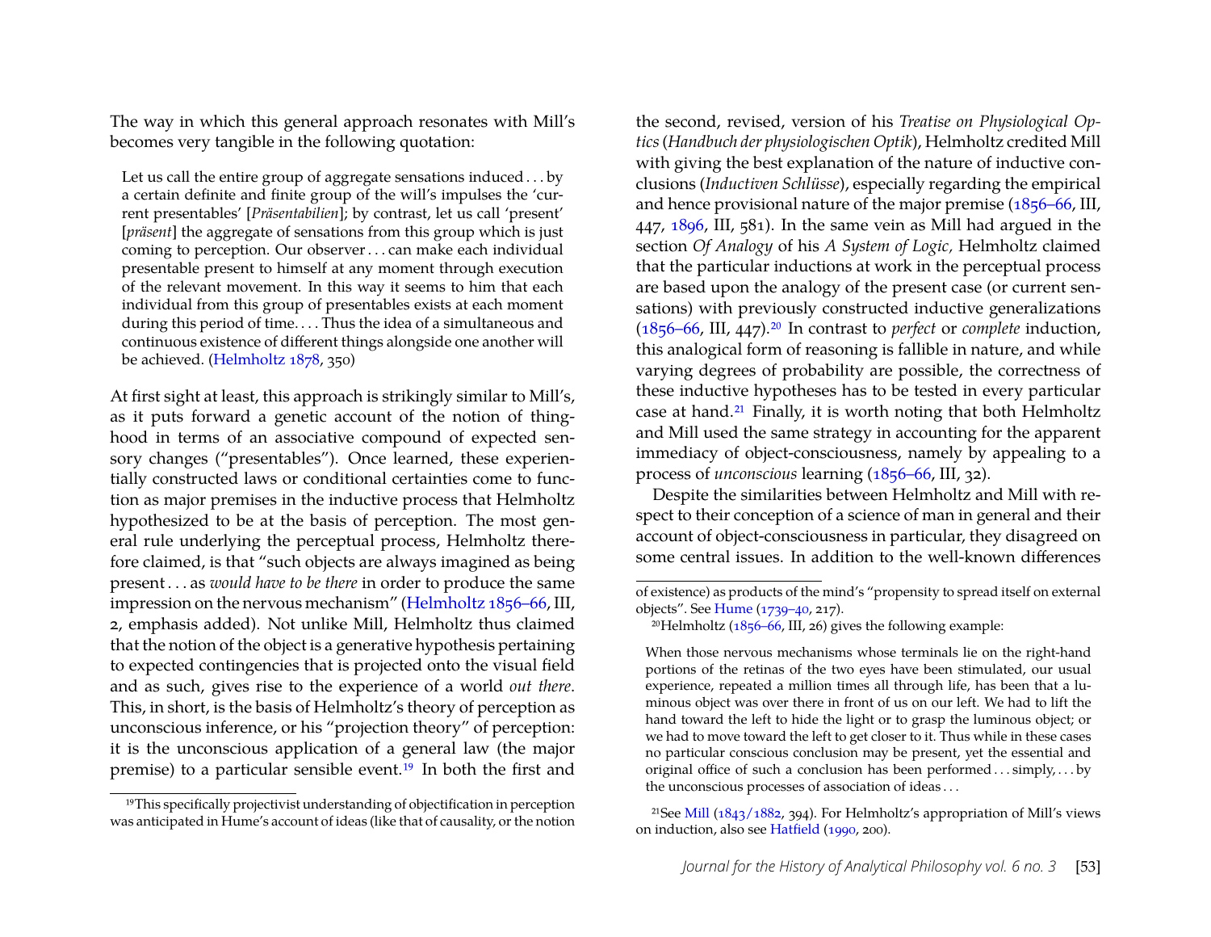The way in which this general approach resonates with Mill's becomes very tangible in the following quotation:

> Let us call the entire group of aggregate sensations induced . . . by a certain definite and finite group of the will's impulses the 'current presentables' [*Präsentabilien*]; by contrast, let us call 'present' [*präsent*] the aggregate of sensations from this group which is just coming to perception. Our observer . . . can make each individual presentable present to himself at any moment through execution of the relevant movement. In this way it seems to him that each individual from this group of presentables exists at each moment during this period of time. . . . Thus the idea of a simultaneous and continuous existence of different things alongside one another will be achieved. (Helmholtz 1878, 350)

At first sight at least, this approach is strikingly similar to Mill's, as it puts forward a genetic account of the notion of thinghood in terms of an associative compound of expected sensory changes ("presentables"). Once learned, these experientially constructed laws or conditional certainties come to function as major premises in the inductive process that Helmholtz hypothesized to be at the basis of perception. The most general rule underlying the perceptual process, Helmholtz therefore claimed, is that "such objects are always imagined as being present . . . as *would have to be there* in order to produce the same impression on the nervous mechanism" (Helmholtz 1856–66, III, 2, emphasis added). Not unlike Mill, Helmholtz thus claimed that the notion of the object is a generative hypothesis pertaining to expected contingencies that is projected onto the visual field and as such, gives rise to the experience of a world *out there*. This, in short, is the basis of Helmholtz's theory of perception as unconscious inference, or his "projection theory" of perception: it is the unconscious application of a general law (the major premise) to a particular sensible event.[19] In both the first and the second, revised, version of his *Treatise on Physiological Optics* (*Handbuch der physiologischen Optik*), Helmholtz credited Mill with giving the best explanation of the nature of inductive conclusions (*Inductiven Schlüsse*), especially regarding the empirical and hence provisional nature of the major premise (1856–66, III, 447, 1896, III, 581). In the same vein as Mill had argued in the section *Of Analogy* of his *A System of Logic,* Helmholtz claimed that the particular inductions at work in the perceptual process are based upon the analogy of the present case (or current sensations) with previously constructed inductive generalizations (1856–66, III, 447).[20] In contrast to *perfect* or *complete* induction, this analogical form of reasoning is fallible in nature, and while varying degrees of probability are possible, the correctness of these inductive hypotheses has to be tested in every particular case at hand.[21] Finally, it is worth noting that both Helmholtz and Mill used the same strategy in accounting for the apparent immediacy of object-consciousness, namely by appealing to a process of *unconscious* learning (1856–66, III, 32).

Despite the similarities between Helmholtz and Mill with respect to their conception of a science of man in general and their account of object-consciousness in particular, they disagreed on some central issues. In addition to the well-known differences

---

[19] This specifically projectivist understanding of objectification in perception was anticipated in Hume's account of ideas (like that of causality, or the notion of existence) as products of the mind's "propensity to spread itself on external objects". See Hume (1739–40, 217).

[20] Helmholtz (1856–66, III, 26) gives the following example:

> When those nervous mechanisms whose terminals lie on the right-hand portions of the retinas of the two eyes have been stimulated, our usual experience, repeated a million times all through life, has been that a luminous object was over there in front of us on our left. We had to lift the hand toward the left to hide the light or to grasp the luminous object; or we had to move toward the left to get closer to it. Thus while in these cases no particular conscious conclusion may be present, yet the essential and original office of such a conclusion has been performed . . . simply, . . . by the unconscious processes of association of ideas . . .

[21] See Mill (1843/1882, 394). For Helmholtz's appropriation of Mill's views on induction, also see Hatfield (1990, 200).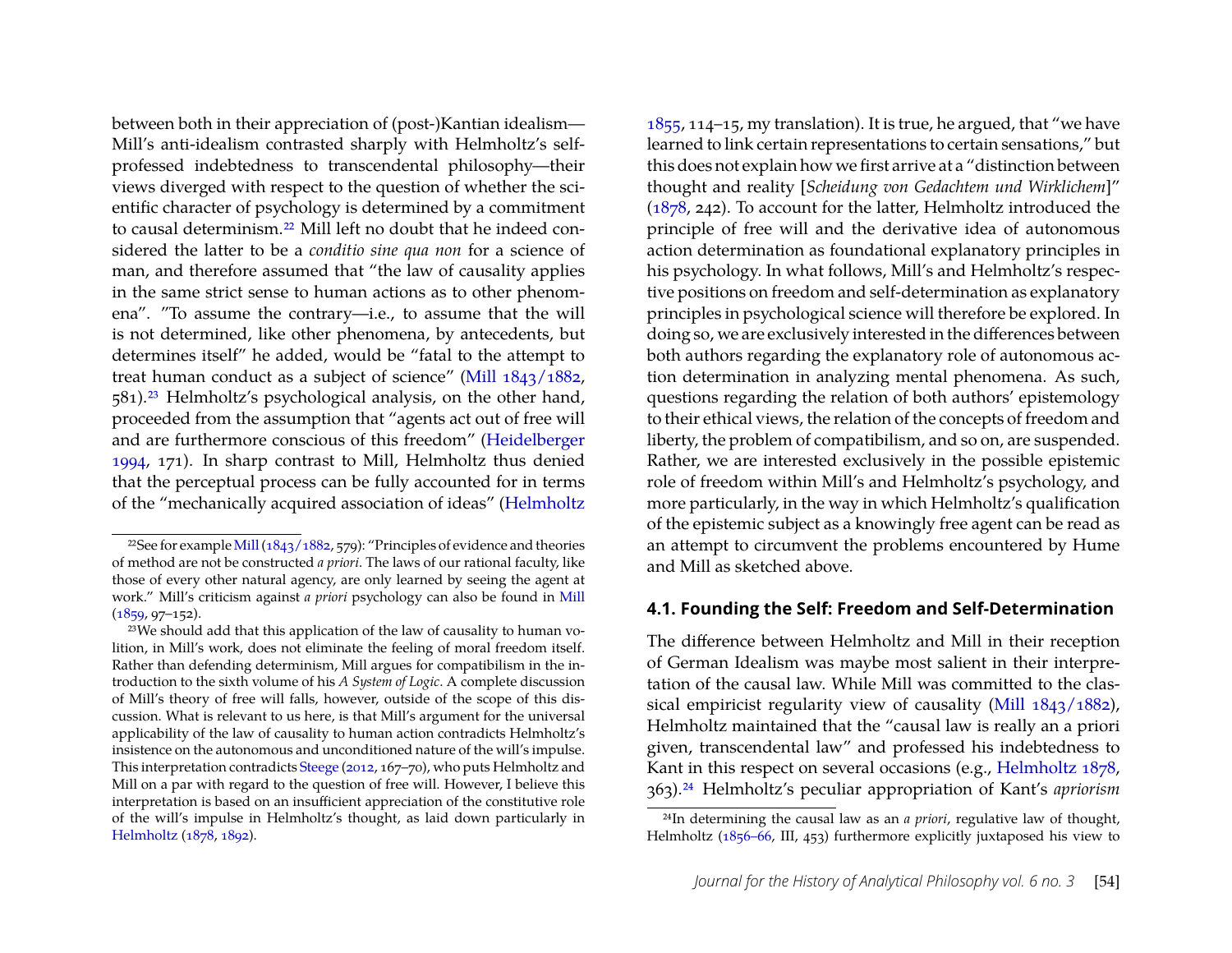between both in their appreciation of (post-)Kantian idealism—Mill's anti-idealism contrasted sharply with Helmholtz's self-professed indebtedness to transcendental philosophy—their views diverged with respect to the question of whether the scientific character of psychology is determined by a commitment to causal determinism.[22] Mill left no doubt that he indeed considered the latter to be a *conditio sine qua non* for a science of man, and therefore assumed that "the law of causality applies in the same strict sense to human actions as to other phenomena". "To assume the contrary—i.e., to assume that the will is not determined, like other phenomena, by antecedents, but determines itself" he added, would be "fatal to the attempt to treat human conduct as a subject of science" (Mill 1843/1882, 581).[23] Helmholtz's psychological analysis, on the other hand, proceeded from the assumption that "agents act out of free will and are furthermore conscious of this freedom" (Heidelberger 1994, 171). In sharp contrast to Mill, Helmholtz thus denied that the perceptual process can be fully accounted for in terms of the "mechanically acquired association of ideas" (Helmholtz 1855, 114–15, my translation). It is true, he argued, that "we have learned to link certain representations to certain sensations," but this does not explain how we first arrive at a "distinction between thought and reality [*Scheidung von Gedachtem und Wirklichem*]" (1878, 242). To account for the latter, Helmholtz introduced the principle of free will and the derivative idea of autonomous action determination as foundational explanatory principles in his psychology. In what follows, Mill's and Helmholtz's respective positions on freedom and self-determination as explanatory principles in psychological science will therefore be explored. In doing so, we are exclusively interested in the differences between both authors regarding the explanatory role of autonomous action determination in analyzing mental phenomena. As such, questions regarding the relation of both authors' epistemology to their ethical views, the relation of the concepts of freedom and liberty, the problem of compatibilism, and so on, are suspended. Rather, we are interested exclusively in the possible epistemic role of freedom within Mill's and Helmholtz's psychology, and more particularly, in the way in which Helmholtz's qualification of the epistemic subject as a knowingly free agent can be read as an attempt to circumvent the problems encountered by Hume and Mill as sketched above.

### 4.1. Founding the Self: Freedom and Self-Determination

The difference between Helmholtz and Mill in their reception of German Idealism was maybe most salient in their interpretation of the causal law. While Mill was committed to the classical empiricist regularity view of causality (Mill 1843/1882), Helmholtz maintained that the "causal law is really an a priori given, transcendental law" and professed his indebtedness to Kant in this respect on several occasions (e.g., Helmholtz 1878, 363).[24] Helmholtz's peculiar appropriation of Kant's *apriorism*

---

[22] See for example Mill (1843/1882, 579): "Principles of evidence and theories of method are not be constructed *a priori*. The laws of our rational faculty, like those of every other natural agency, are only learned by seeing the agent at work." Mill's criticism against *a priori* psychology can also be found in Mill (1859, 97–152).

[23] We should add that this application of the law of causality to human volition, in Mill's work, does not eliminate the feeling of moral freedom itself. Rather than defending determinism, Mill argues for compatibilism in the introduction to the sixth volume of his *A System of Logic*. A complete discussion of Mill's theory of free will falls, however, outside of the scope of this discussion. What is relevant to us here, is that Mill's argument for the universal applicability of the law of causality to human action contradicts Helmholtz's insistence on the autonomous and unconditioned nature of the will's impulse. This interpretation contradicts Steege (2012, 167–70), who puts Helmholtz and Mill on a par with regard to the question of free will. However, I believe this interpretation is based on an insufficient appreciation of the constitutive role of the will's impulse in Helmholtz's thought, as laid down particularly in Helmholtz (1878, 1892).

[24] In determining the causal law as an *a priori*, regulative law of thought, Helmholtz (1856–66, III, 453) furthermore explicitly juxtaposed his view to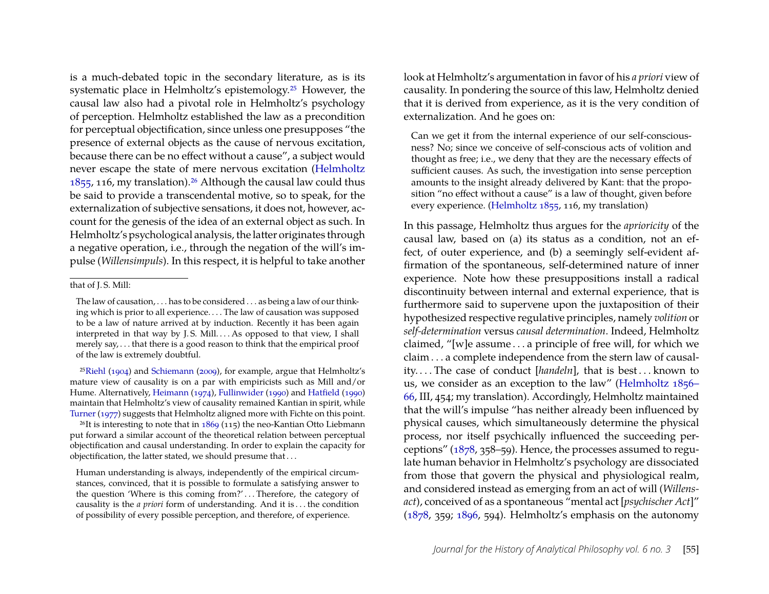is a much-debated topic in the secondary literature, as is its systematic place in Helmholtz's epistemology.[25] However, the causal law also had a pivotal role in Helmholtz's psychology of perception. Helmholtz established the law as a precondition for perceptual objectification, since unless one presupposes "the presence of external objects as the cause of nervous excitation, because there can be no effect without a cause", a subject would never escape the state of mere nervous excitation (Helmholtz 1855, 116, my translation).[26] Although the causal law could thus be said to provide a transcendental motive, so to speak, for the externalization of subjective sensations, it does not, however, account for the genesis of the idea of an external object as such. In Helmholtz's psychological analysis, the latter originates through a negative operation, i.e., through the negation of the will's impulse (*Willensimpuls*). In this respect, it is helpful to take another look at Helmholtz's argumentation in favor of his *a priori* view of causality. In pondering the source of this law, Helmholtz denied that it is derived from experience, as it is the very condition of externalization. And he goes on:

> Can we get it from the internal experience of our self-consciousness? No; since we conceive of self-conscious acts of volition and thought as free; i.e., we deny that they are the necessary effects of sufficient causes. As such, the investigation into sense perception amounts to the insight already delivered by Kant: that the proposition "no effect without a cause" is a law of thought, given before every experience. (Helmholtz 1855, 116, my translation)

In this passage, Helmholtz thus argues for the *aprioricity* of the causal law, based on (a) its status as a condition, not an effect, of outer experience, and (b) a seemingly self-evident affirmation of the spontaneous, self-determined nature of inner experience. Note how these presuppositions install a radical discontinuity between internal and external experience, that is furthermore said to supervene upon the juxtaposition of their hypothesized respective regulative principles, namely *volition* or *self-determination* versus *causal determination*. Indeed, Helmholtz claimed, "[w]e assume . . . a principle of free will, for which we claim . . . a complete independence from the stern law of causality. . . . The case of conduct [*handeln*], that is best . . . known to us, we consider as an exception to the law" (Helmholtz 1856–66, III, 454; my translation). Accordingly, Helmholtz maintained that the will's impulse "has neither already been influenced by physical causes, which simultaneously determine the physical process, nor itself psychically influenced the succeeding perceptions" (1878, 358–59). Hence, the processes assumed to regulate human behavior in Helmholtz's psychology are dissociated from those that govern the physical and physiological realm, and considered instead as emerging from an act of will (*Willensact*), conceived of as a spontaneous "mental act [*psychischer Act*]" (1878, 359; 1896, 594). Helmholtz's emphasis on the autonomy

---

that of J. S. Mill:

> The law of causation, . . . has to be considered . . . as being a law of our thinking which is prior to all experience. . . . The law of causation was supposed to be a law of nature arrived at by induction. Recently it has been again interpreted in that way by J. S. Mill. . . . As opposed to that view, I shall merely say, . . . that there is a good reason to think that the empirical proof of the law is extremely doubtful.

[25] Riehl (1904) and Schiemann (2009), for example, argue that Helmholtz's mature view of causality is on a par with empiricists such as Mill and/or Hume. Alternatively, Heimann (1974), Fullinwider (1990) and Hatfield (1990) maintain that Helmholtz's view of causality remained Kantian in spirit, while Turner (1977) suggests that Helmholtz aligned more with Fichte on this point.

[26] It is interesting to note that in 1869 (115) the neo-Kantian Otto Liebmann put forward a similar account of the theoretical relation between perceptual objectification and causal understanding. In order to explain the capacity for objectification, the latter stated, we should presume that . . .

> Human understanding is always, independently of the empirical circumstances, convinced, that it is possible to formulate a satisfying answer to the question 'Where is this coming from?' . . . Therefore, the category of causality is the *a priori* form of understanding. And it is . . . the condition of possibility of every possible perception, and therefore, of experience.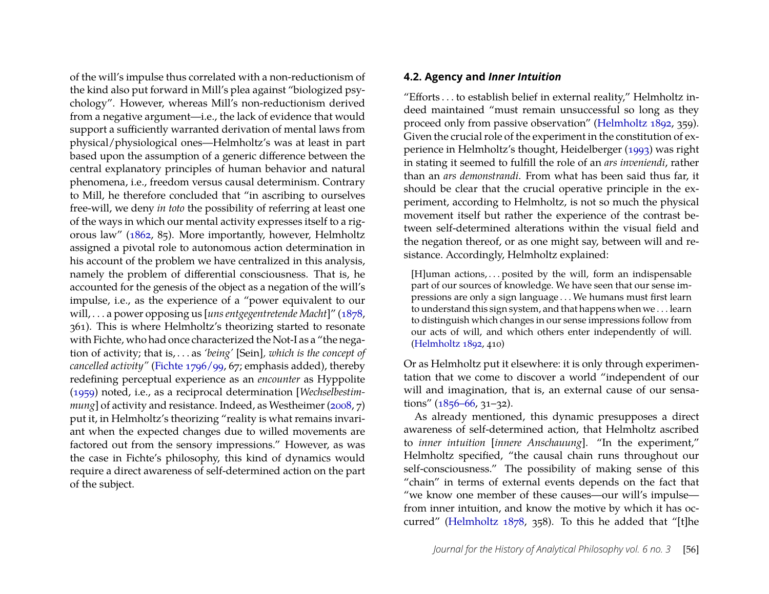of the will's impulse thus correlated with a non-reductionism of the kind also put forward in Mill's plea against "biologized psychology". However, whereas Mill's non-reductionism derived from a negative argument—i.e., the lack of evidence that would support a sufficiently warranted derivation of mental laws from physical/physiological ones—Helmholtz's was at least in part based upon the assumption of a generic difference between the central explanatory principles of human behavior and natural phenomena, i.e., freedom versus causal determinism. Contrary to Mill, he therefore concluded that "in ascribing to ourselves free-will, we deny *in toto* the possibility of referring at least one of the ways in which our mental activity expresses itself to a rigorous law" (1862, 85). More importantly, however, Helmholtz assigned a pivotal role to autonomous action determination in his account of the problem we have centralized in this analysis, namely the problem of differential consciousness. That is, he accounted for the genesis of the object as a negation of the will's impulse, i.e., as the experience of a "power equivalent to our will, . . . a power opposing us [*uns entgegentretende Macht*]" (1878, 361). This is where Helmholtz's theorizing started to resonate with Fichte, who had once characterized the Not-I as a "the negation of activity; that is, . . . as *'being'* [Sein], *which is the concept of cancelled activity"* (Fichte 1796/99, 67; emphasis added), thereby redefining perceptual experience as an *encounter* as Hyppolite (1959) noted, i.e., as a reciprocal determination [*Wechselbestimmung*] of activity and resistance. Indeed, as Westheimer (2008, 7) put it, in Helmholtz's theorizing "reality is what remains invariant when the expected changes due to willed movements are factored out from the sensory impressions." However, as was the case in Fichte's philosophy, this kind of dynamics would require a direct awareness of self-determined action on the part of the subject.

### 4.2. Agency and *Inner Intuition*

"Efforts . . . to establish belief in external reality," Helmholtz indeed maintained "must remain unsuccessful so long as they proceed only from passive observation" (Helmholtz 1892, 359). Given the crucial role of the experiment in the constitution of experience in Helmholtz's thought, Heidelberger (1993) was right in stating it seemed to fulfill the role of an *ars inveniendi*, rather than an *ars demonstrandi*. From what has been said thus far, it should be clear that the crucial operative principle in the experiment, according to Helmholtz, is not so much the physical movement itself but rather the experience of the contrast between self-determined alterations within the visual field and the negation thereof, or as one might say, between will and resistance. Accordingly, Helmholtz explained:

> [H]uman actions, . . . posited by the will, form an indispensable part of our sources of knowledge. We have seen that our sense impressions are only a sign language . . . We humans must first learn to understand this sign system, and that happens when we . . . learn to distinguish which changes in our sense impressions follow from our acts of will, and which others enter independently of will. (Helmholtz 1892, 410)

Or as Helmholtz put it elsewhere: it is only through experimentation that we come to discover a world "independent of our will and imagination, that is, an external cause of our sensations" (1856–66, 31–32).

As already mentioned, this dynamic presupposes a direct awareness of self-determined action, that Helmholtz ascribed to *inner intuition* [*innere Anschauung*]. "In the experiment," Helmholtz specified, "the causal chain runs throughout our self-consciousness." The possibility of making sense of this "chain" in terms of external events depends on the fact that "we know one member of these causes—our will's impulse—from inner intuition, and know the motive by which it has occurred" (Helmholtz 1878, 358). To this he added that "[t]he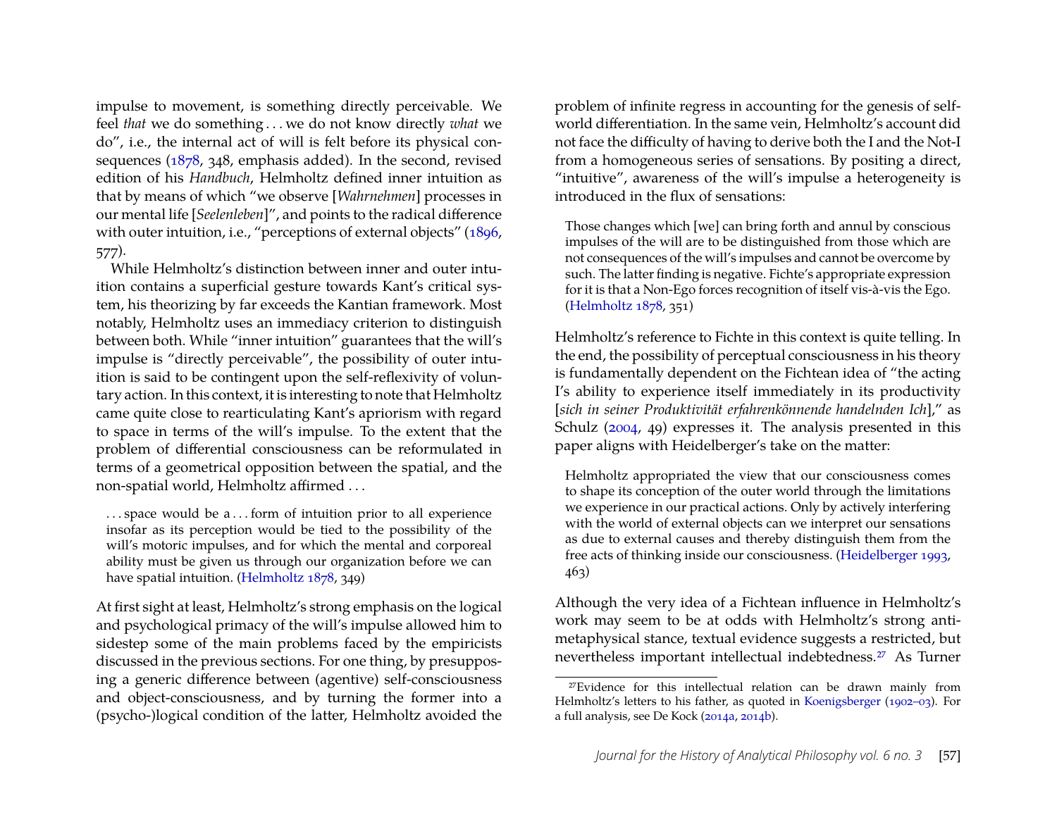impulse to movement, is something directly perceivable. We feel *that* we do something . . . we do not know directly *what* we do", i.e., the internal act of will is felt before its physical consequences (1878, 348, emphasis added). In the second, revised edition of his *Handbuch*, Helmholtz defined inner intuition as that by means of which "we observe [*Wahrnehmen*] processes in our mental life [*Seelenleben*]", and points to the radical difference with outer intuition, i.e., "perceptions of external objects" (1896, 577).

While Helmholtz's distinction between inner and outer intuition contains a superficial gesture towards Kant's critical system, his theorizing by far exceeds the Kantian framework. Most notably, Helmholtz uses an immediacy criterion to distinguish between both. While "inner intuition" guarantees that the will's impulse is "directly perceivable", the possibility of outer intuition is said to be contingent upon the self-reflexivity of voluntary action. In this context, it is interesting to note that Helmholtz came quite close to rearticulating Kant's apriorism with regard to space in terms of the will's impulse. To the extent that the problem of differential consciousness can be reformulated in terms of a geometrical opposition between the spatial, and the non-spatial world, Helmholtz affirmed . . .

> . . . space would be a . . . form of intuition prior to all experience insofar as its perception would be tied to the possibility of the will's motoric impulses, and for which the mental and corporeal ability must be given us through our organization before we can have spatial intuition. (Helmholtz 1878, 349)

At first sight at least, Helmholtz's strong emphasis on the logical and psychological primacy of the will's impulse allowed him to sidestep some of the main problems faced by the empiricists discussed in the previous sections. For one thing, by presupposing a generic difference between (agentive) self-consciousness and object-consciousness, and by turning the former into a (psycho-)logical condition of the latter, Helmholtz avoided the problem of infinite regress in accounting for the genesis of self-world differentiation. In the same vein, Helmholtz's account did not face the difficulty of having to derive both the I and the Not-I from a homogeneous series of sensations. By positing a direct, "intuitive", awareness of the will's impulse a heterogeneity is introduced in the flux of sensations:

> Those changes which [we] can bring forth and annul by conscious impulses of the will are to be distinguished from those which are not consequences of the will's impulses and cannot be overcome by such. The latter finding is negative. Fichte's appropriate expression for it is that a Non-Ego forces recognition of itself vis-à-vis the Ego. (Helmholtz 1878, 351)

Helmholtz's reference to Fichte in this context is quite telling. In the end, the possibility of perceptual consciousness in his theory is fundamentally dependent on the Fichtean idea of "the acting I's ability to experience itself immediately in its productivity [*sich in seiner Produktivität erfahrenkönnende handelnden Ich*]," as Schulz (2004, 49) expresses it. The analysis presented in this paper aligns with Heidelberger's take on the matter:

> Helmholtz appropriated the view that our consciousness comes to shape its conception of the outer world through the limitations we experience in our practical actions. Only by actively interfering with the world of external objects can we interpret our sensations as due to external causes and thereby distinguish them from the free acts of thinking inside our consciousness. (Heidelberger 1993, 463)

Although the very idea of a Fichtean influence in Helmholtz's work may seem to be at odds with Helmholtz's strong anti-metaphysical stance, textual evidence suggests a restricted, but nevertheless important intellectual indebtedness.[27] As Turner

[27] Evidence for this intellectual relation can be drawn mainly from Helmholtz's letters to his father, as quoted in Koenigsberger (1902–03). For a full analysis, see De Kock (2014a, 2014b).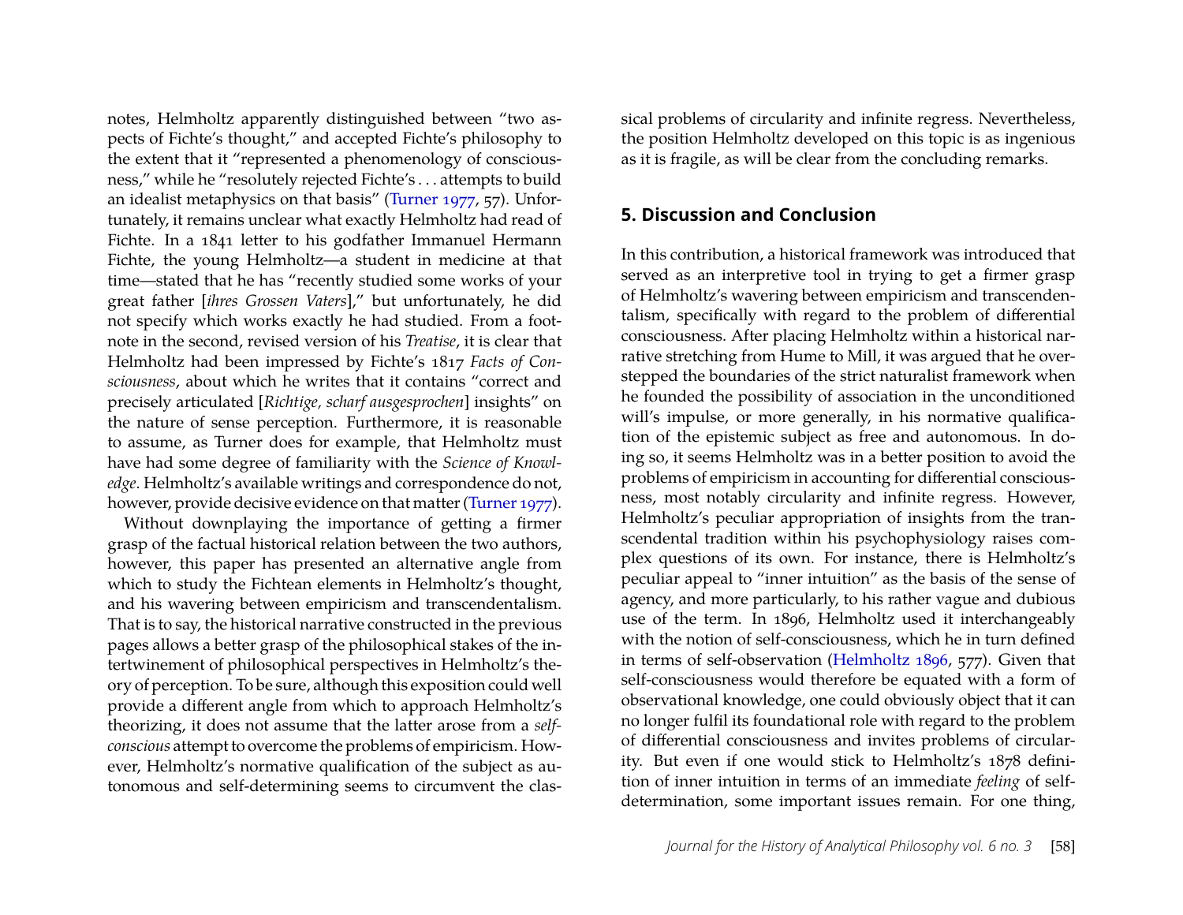notes, Helmholtz apparently distinguished between "two aspects of Fichte's thought," and accepted Fichte's philosophy to the extent that it "represented a phenomenology of consciousness," while he "resolutely rejected Fichte's . . . attempts to build an idealist metaphysics on that basis" (Turner 1977, 57). Unfortunately, it remains unclear what exactly Helmholtz had read of Fichte. In a 1841 letter to his godfather Immanuel Hermann Fichte, the young Helmholtz—a student in medicine at that time—stated that he has "recently studied some works of your great father [*ihres Grossen Vaters*]," but unfortunately, he did not specify which works exactly he had studied. From a footnote in the second, revised version of his *Treatise*, it is clear that Helmholtz had been impressed by Fichte's 1817 *Facts of Consciousness*, about which he writes that it contains "correct and precisely articulated [*Richtige, scharf ausgesprochen*] insights" on the nature of sense perception. Furthermore, it is reasonable to assume, as Turner does for example, that Helmholtz must have had some degree of familiarity with the *Science of Knowledge*. Helmholtz's available writings and correspondence do not, however, provide decisive evidence on that matter (Turner 1977).

Without downplaying the importance of getting a firmer grasp of the factual historical relation between the two authors, however, this paper has presented an alternative angle from which to study the Fichtean elements in Helmholtz's thought, and his wavering between empiricism and transcendentalism. That is to say, the historical narrative constructed in the previous pages allows a better grasp of the philosophical stakes of the intertwinement of philosophical perspectives in Helmholtz's theory of perception. To be sure, although this exposition could well provide a different angle from which to approach Helmholtz's theorizing, it does not assume that the latter arose from a *self-conscious* attempt to overcome the problems of empiricism. However, Helmholtz's normative qualification of the subject as autonomous and self-determining seems to circumvent the classical problems of circularity and infinite regress. Nevertheless, the position Helmholtz developed on this topic is as ingenious as it is fragile, as will be clear from the concluding remarks.

## 5. Discussion and Conclusion

In this contribution, a historical framework was introduced that served as an interpretive tool in trying to get a firmer grasp of Helmholtz's wavering between empiricism and transcendentalism, specifically with regard to the problem of differential consciousness. After placing Helmholtz within a historical narrative stretching from Hume to Mill, it was argued that he overstepped the boundaries of the strict naturalist framework when he founded the possibility of association in the unconditioned will's impulse, or more generally, in his normative qualification of the epistemic subject as free and autonomous. In doing so, it seems Helmholtz was in a better position to avoid the problems of empiricism in accounting for differential consciousness, most notably circularity and infinite regress. However, Helmholtz's peculiar appropriation of insights from the transcendental tradition within his psychophysiology raises complex questions of its own. For instance, there is Helmholtz's peculiar appeal to "inner intuition" as the basis of the sense of agency, and more particularly, to his rather vague and dubious use of the term. In 1896, Helmholtz used it interchangeably with the notion of self-consciousness, which he in turn defined in terms of self-observation (Helmholtz 1896, 577). Given that self-consciousness would therefore be equated with a form of observational knowledge, one could obviously object that it can no longer fulfil its foundational role with regard to the problem of differential consciousness and invites problems of circularity. But even if one would stick to Helmholtz's 1878 definition of inner intuition in terms of an immediate *feeling* of self-determination, some important issues remain. For one thing,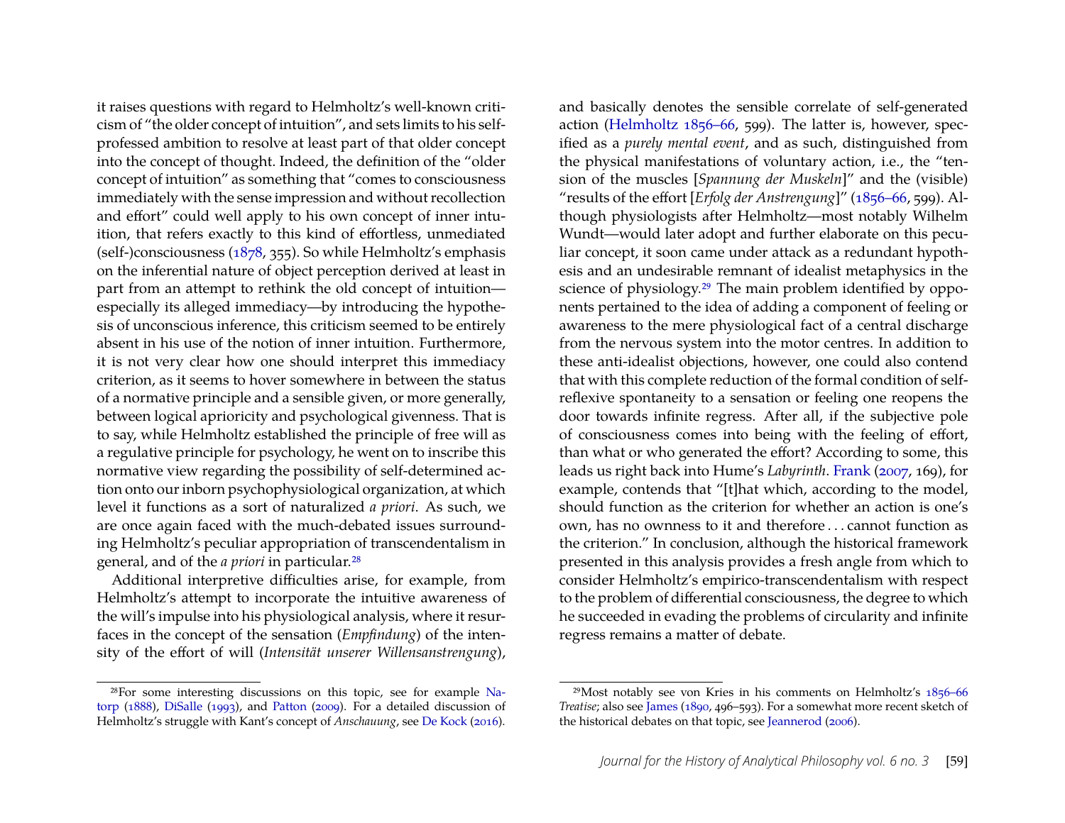it raises questions with regard to Helmholtz's well-known criticism of "the older concept of intuition", and sets limits to his self-professed ambition to resolve at least part of that older concept into the concept of thought. Indeed, the definition of the "older concept of intuition" as something that "comes to consciousness immediately with the sense impression and without recollection and effort" could well apply to his own concept of inner intuition, that refers exactly to this kind of effortless, unmediated (self-)consciousness (1878, 355). So while Helmholtz's emphasis on the inferential nature of object perception derived at least in part from an attempt to rethink the old concept of intuition—especially its alleged immediacy—by introducing the hypothesis of unconscious inference, this criticism seemed to be entirely absent in his use of the notion of inner intuition. Furthermore, it is not very clear how one should interpret this immediacy criterion, as it seems to hover somewhere in between the status of a normative principle and a sensible given, or more generally, between logical aprioricity and psychological givenness. That is to say, while Helmholtz established the principle of free will as a regulative principle for psychology, he went on to inscribe this normative view regarding the possibility of self-determined action onto our inborn psychophysiological organization, at which level it functions as a sort of naturalized *a priori*. As such, we are once again faced with the much-debated issues surrounding Helmholtz's peculiar appropriation of transcendentalism in general, and of the *a priori* in particular.[28]

Additional interpretive difficulties arise, for example, from Helmholtz's attempt to incorporate the intuitive awareness of the will's impulse into his physiological analysis, where it resurfaces in the concept of the sensation (*Empfindung*) of the intensity of the effort of will (*Intensität unserer Willensanstrengung*), and basically denotes the sensible correlate of self-generated action (Helmholtz 1856–66, 599). The latter is, however, specified as a *purely mental event*, and as such, distinguished from the physical manifestations of voluntary action, i.e., the "tension of the muscles [*Spannung der Muskeln*]" and the (visible) "results of the effort [*Erfolg der Anstrengung*]" (1856–66, 599). Although physiologists after Helmholtz—most notably Wilhelm Wundt—would later adopt and further elaborate on this peculiar concept, it soon came under attack as a redundant hypothesis and an undesirable remnant of idealist metaphysics in the science of physiology.[29] The main problem identified by opponents pertained to the idea of adding a component of feeling or awareness to the mere physiological fact of a central discharge from the nervous system into the motor centres. In addition to these anti-idealist objections, however, one could also contend that with this complete reduction of the formal condition of self-reflexive spontaneity to a sensation or feeling one reopens the door towards infinite regress. After all, if the subjective pole of consciousness comes into being with the feeling of effort, than what or who generated the effort? According to some, this leads us right back into Hume's *Labyrinth*. Frank (2007, 169), for example, contends that "[t]hat which, according to the model, should function as the criterion for whether an action is one's own, has no ownness to it and therefore . . . cannot function as the criterion." In conclusion, although the historical framework presented in this analysis provides a fresh angle from which to consider Helmholtz's empirico-transcendentalism with respect to the problem of differential consciousness, the degree to which he succeeded in evading the problems of circularity and infinite regress remains a matter of debate.

---

[28]For some interesting discussions on this topic, see for example Natorp (1888), DiSalle (1993), and Patton (2009). For a detailed discussion of Helmholtz's struggle with Kant's concept of *Anschauung*, see De Kock (2016).

[29]Most notably see von Kries in his comments on Helmholtz's 1856–66 *Treatise*; also see James (1890, 496–593). For a somewhat more recent sketch of the historical debates on that topic, see Jeannerod (2006).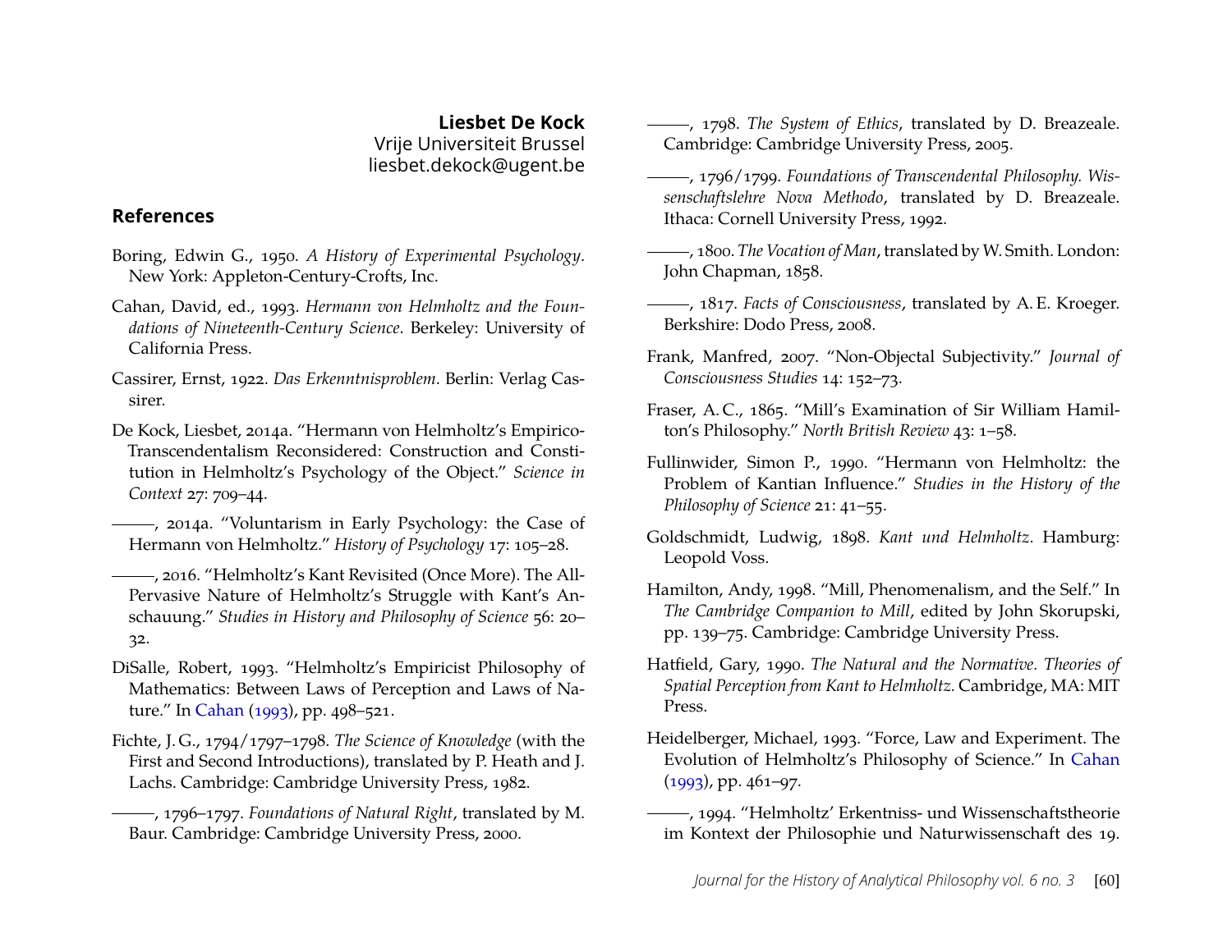**Liesbet De Kock**
Vrije Universiteit Brussel
liesbet.dekock@ugent.be

## References

Boring, Edwin G., 1950. *A History of Experimental Psychology*. New York: Appleton-Century-Crofts, Inc.

Cahan, David, ed., 1993. *Hermann von Helmholtz and the Foundations of Nineteenth-Century Science*. Berkeley: University of California Press.

Cassirer, Ernst, 1922. *Das Erkenntnisproblem*. Berlin: Verlag Cassirer.

De Kock, Liesbet, 2014a. "Hermann von Helmholtz's Empirico-Transcendentalism Reconsidered: Construction and Constitution in Helmholtz's Psychology of the Object." *Science in Context* 27: 709–44.

———, 2014a. "Voluntarism in Early Psychology: the Case of Hermann von Helmholtz." *History of Psychology* 17: 105–28.

———, 2016. "Helmholtz's Kant Revisited (Once More). The All-Pervasive Nature of Helmholtz's Struggle with Kant's Anschauung." *Studies in History and Philosophy of Science* 56: 20–32.

DiSalle, Robert, 1993. "Helmholtz's Empiricist Philosophy of Mathematics: Between Laws of Perception and Laws of Nature." In Cahan (1993), pp. 498–521.

Fichte, J. G., 1794/1797–1798. *The Science of Knowledge* (with the First and Second Introductions), translated by P. Heath and J. Lachs. Cambridge: Cambridge University Press, 1982.

———, 1796–1797. *Foundations of Natural Right*, translated by M. Baur. Cambridge: Cambridge University Press, 2000.

———, 1798. *The System of Ethics*, translated by D. Breazeale. Cambridge: Cambridge University Press, 2005.

———, 1796/1799. *Foundations of Transcendental Philosophy. Wissenschaftslehre Nova Methodo*, translated by D. Breazeale. Ithaca: Cornell University Press, 1992.

———, 1800. *The Vocation of Man*, translated by W. Smith. London: John Chapman, 1858.

———, 1817. *Facts of Consciousness*, translated by A. E. Kroeger. Berkshire: Dodo Press, 2008.

Frank, Manfred, 2007. "Non-Objectal Subjectivity." *Journal of Consciousness Studies* 14: 152–73.

Fraser, A. C., 1865. "Mill's Examination of Sir William Hamilton's Philosophy." *North British Review* 43: 1–58.

Fullinwider, Simon P., 1990. "Hermann von Helmholtz: the Problem of Kantian Influence." *Studies in the History of the Philosophy of Science* 21: 41–55.

Goldschmidt, Ludwig, 1898. *Kant und Helmholtz*. Hamburg: Leopold Voss.

Hamilton, Andy, 1998. "Mill, Phenomenalism, and the Self." In *The Cambridge Companion to Mill*, edited by John Skorupski, pp. 139–75. Cambridge: Cambridge University Press.

Hatfield, Gary, 1990. *The Natural and the Normative. Theories of Spatial Perception from Kant to Helmholtz*. Cambridge, MA: MIT Press.

Heidelberger, Michael, 1993. "Force, Law and Experiment. The Evolution of Helmholtz's Philosophy of Science." In Cahan (1993), pp. 461–97.

———, 1994. "Helmholtz' Erkentniss- und Wissenschaftstheorie im Kontext der Philosophie und Naturwissenschaft des 19.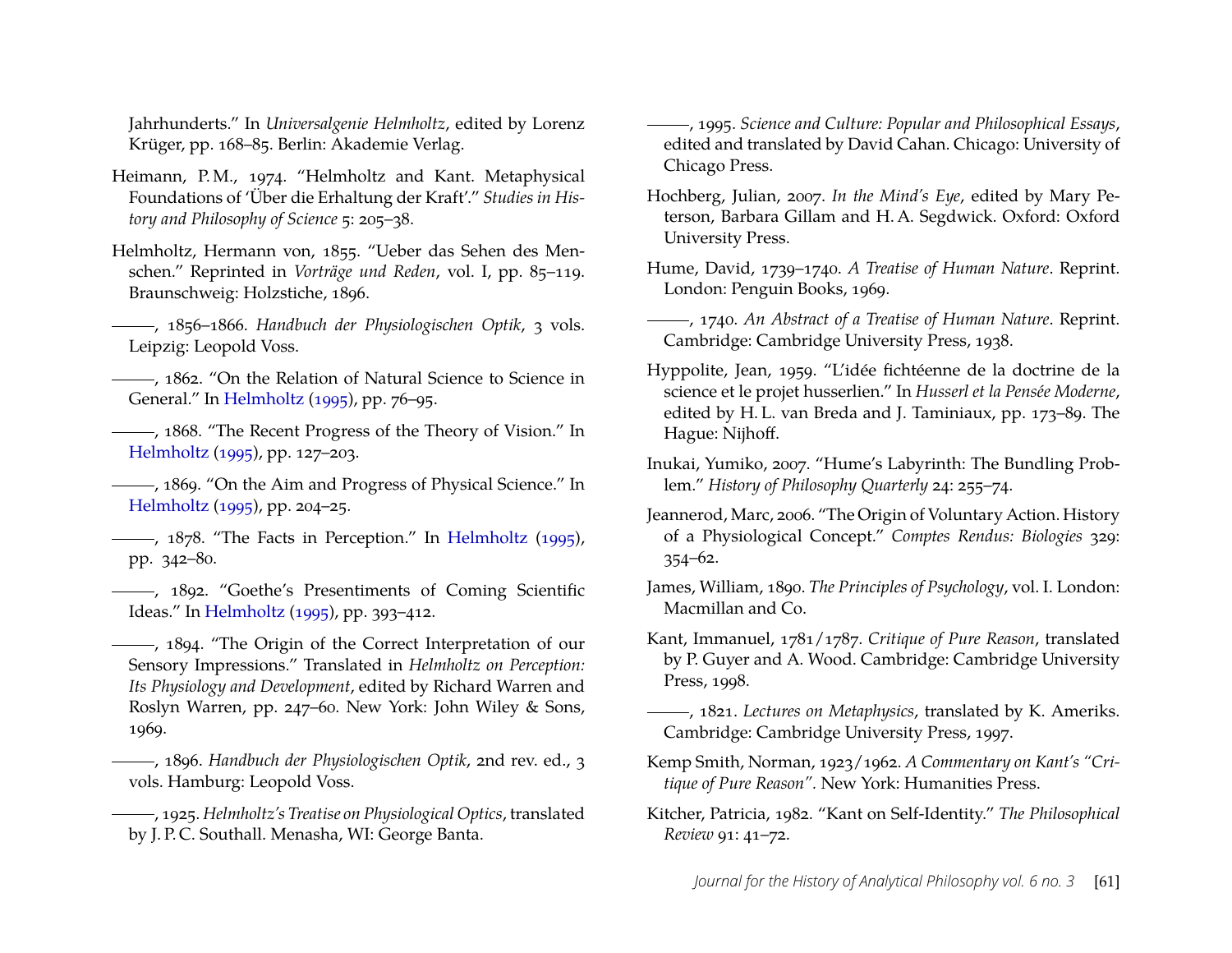Jahrhunderts." In *Universalgenie Helmholtz*, edited by Lorenz Krüger, pp. 168–85. Berlin: Akademie Verlag.

Heimann, P. M., 1974. "Helmholtz and Kant. Metaphysical Foundations of 'Über die Erhaltung der Kraft'." *Studies in History and Philosophy of Science* 5: 205–38.

Helmholtz, Hermann von, 1855. "Ueber das Sehen des Menschen." Reprinted in *Vorträge und Reden*, vol. I, pp. 85–119. Braunschweig: Holzstiche, 1896.

———, 1856–1866. *Handbuch der Physiologischen Optik*, 3 vols. Leipzig: Leopold Voss.

———, 1862. "On the Relation of Natural Science to Science in General." In Helmholtz (1995), pp. 76–95.

———, 1868. "The Recent Progress of the Theory of Vision." In Helmholtz (1995), pp. 127–203.

———, 1869. "On the Aim and Progress of Physical Science." In Helmholtz (1995), pp. 204–25.

———, 1878. "The Facts in Perception." In Helmholtz (1995), pp. 342–80.

———, 1892. "Goethe's Presentiments of Coming Scientific Ideas." In Helmholtz (1995), pp. 393–412.

———, 1894. "The Origin of the Correct Interpretation of our Sensory Impressions." Translated in *Helmholtz on Perception: Its Physiology and Development*, edited by Richard Warren and Roslyn Warren, pp. 247–60. New York: John Wiley & Sons, 1969.

———, 1896. *Handbuch der Physiologischen Optik*, 2nd rev. ed., 3 vols. Hamburg: Leopold Voss.

———, 1925. *Helmholtz's Treatise on Physiological Optics*, translated by J. P. C. Southall. Menasha, WI: George Banta.

———, 1995. *Science and Culture: Popular and Philosophical Essays*, edited and translated by David Cahan. Chicago: University of Chicago Press.

Hochberg, Julian, 2007. *In the Mind's Eye*, edited by Mary Peterson, Barbara Gillam and H. A. Segdwick. Oxford: Oxford University Press.

Hume, David, 1739–1740. *A Treatise of Human Nature*. Reprint. London: Penguin Books, 1969.

———, 1740. *An Abstract of a Treatise of Human Nature*. Reprint. Cambridge: Cambridge University Press, 1938.

Hyppolite, Jean, 1959. "L'idée fichtéenne de la doctrine de la science et le projet husserlien." In *Husserl et la Pensée Moderne*, edited by H. L. van Breda and J. Taminiaux, pp. 173–89. The Hague: Nijhoff.

Inukai, Yumiko, 2007. "Hume's Labyrinth: The Bundling Problem." *History of Philosophy Quarterly* 24: 255–74.

Jeannerod, Marc, 2006. "The Origin of Voluntary Action. History of a Physiological Concept." *Comptes Rendus: Biologies* 329: 354–62.

James, William, 1890. *The Principles of Psychology*, vol. I. London: Macmillan and Co.

Kant, Immanuel, 1781/1787. *Critique of Pure Reason*, translated by P. Guyer and A. Wood. Cambridge: Cambridge University Press, 1998.

———, 1821. *Lectures on Metaphysics*, translated by K. Ameriks. Cambridge: Cambridge University Press, 1997.

Kemp Smith, Norman, 1923/1962. *A Commentary on Kant's "Critique of Pure Reason"*. New York: Humanities Press.

Kitcher, Patricia, 1982. "Kant on Self-Identity." *The Philosophical Review* 91: 41–72.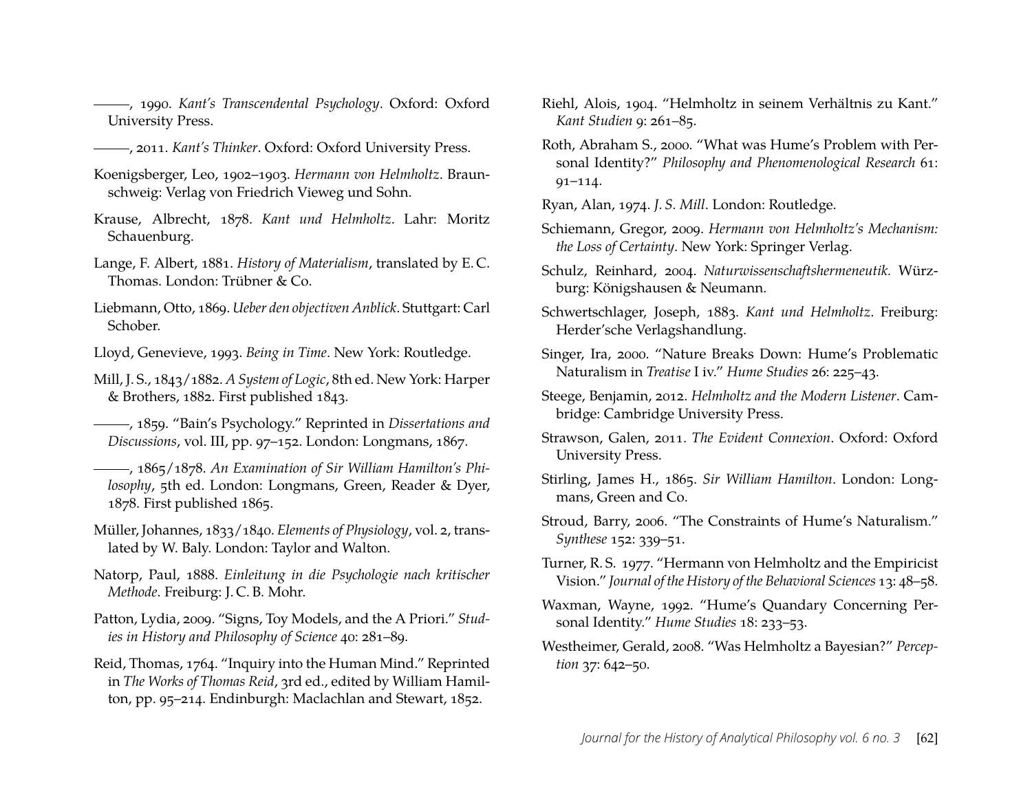———, 1990. *Kant's Transcendental Psychology*. Oxford: Oxford University Press.

———, 2011. *Kant's Thinker*. Oxford: Oxford University Press.

Koenigsberger, Leo, 1902–1903. *Hermann von Helmholtz*. Braunschweig: Verlag von Friedrich Vieweg und Sohn.

Krause, Albrecht, 1878. *Kant und Helmholtz*. Lahr: Moritz Schauenburg.

Lange, F. Albert, 1881. *History of Materialism*, translated by E. C. Thomas. London: Trübner & Co.

Liebmann, Otto, 1869. *Ueber den objectiven Anblick*. Stuttgart: Carl Schober.

Lloyd, Genevieve, 1993. *Being in Time*. New York: Routledge.

Mill, J. S., 1843/1882. *A System of Logic*, 8th ed. New York: Harper & Brothers, 1882. First published 1843.

———, 1859. "Bain's Psychology." Reprinted in *Dissertations and Discussions*, vol. III, pp. 97–152. London: Longmans, 1867.

———, 1865/1878. *An Examination of Sir William Hamilton's Philosophy*, 5th ed. London: Longmans, Green, Reader & Dyer, 1878. First published 1865.

Müller, Johannes, 1833/1840. *Elements of Physiology*, vol. 2, translated by W. Baly. London: Taylor and Walton.

Natorp, Paul, 1888. *Einleitung in die Psychologie nach kritischer Methode*. Freiburg: J. C. B. Mohr.

Patton, Lydia, 2009. "Signs, Toy Models, and the A Priori." *Studies in History and Philosophy of Science* 40: 281–89.

Reid, Thomas, 1764. "Inquiry into the Human Mind." Reprinted in *The Works of Thomas Reid*, 3rd ed., edited by William Hamilton, pp. 95–214. Endinburgh: Maclachlan and Stewart, 1852.

Riehl, Alois, 1904. "Helmholtz in seinem Verhältnis zu Kant." *Kant Studien* 9: 261–85.

Roth, Abraham S., 2000. "What was Hume's Problem with Personal Identity?" *Philosophy and Phenomenological Research* 61: 91–114.

Ryan, Alan, 1974. *J. S. Mill*. London: Routledge.

Schiemann, Gregor, 2009. *Hermann von Helmholtz's Mechanism: the Loss of Certainty*. New York: Springer Verlag.

Schulz, Reinhard, 2004. *Naturwissenschaftshermeneutik*. Würzburg: Königshausen & Neumann.

Schwertschlager, Joseph, 1883. *Kant und Helmholtz*. Freiburg: Herder'sche Verlagshandlung.

Singer, Ira, 2000. "Nature Breaks Down: Hume's Problematic Naturalism in *Treatise* I iv." *Hume Studies* 26: 225–43.

Steege, Benjamin, 2012. *Helmholtz and the Modern Listener*. Cambridge: Cambridge University Press.

Strawson, Galen, 2011. *The Evident Connexion*. Oxford: Oxford University Press.

Stirling, James H., 1865. *Sir William Hamilton*. London: Longmans, Green and Co.

Stroud, Barry, 2006. "The Constraints of Hume's Naturalism." *Synthese* 152: 339–51.

Turner, R. S. 1977. "Hermann von Helmholtz and the Empiricist Vision." *Journal of the History of the Behavioral Sciences* 13: 48–58.

Waxman, Wayne, 1992. "Hume's Quandary Concerning Personal Identity." *Hume Studies* 18: 233–53.

Westheimer, Gerald, 2008. "Was Helmholtz a Bayesian?" *Perception* 37: 642–50.